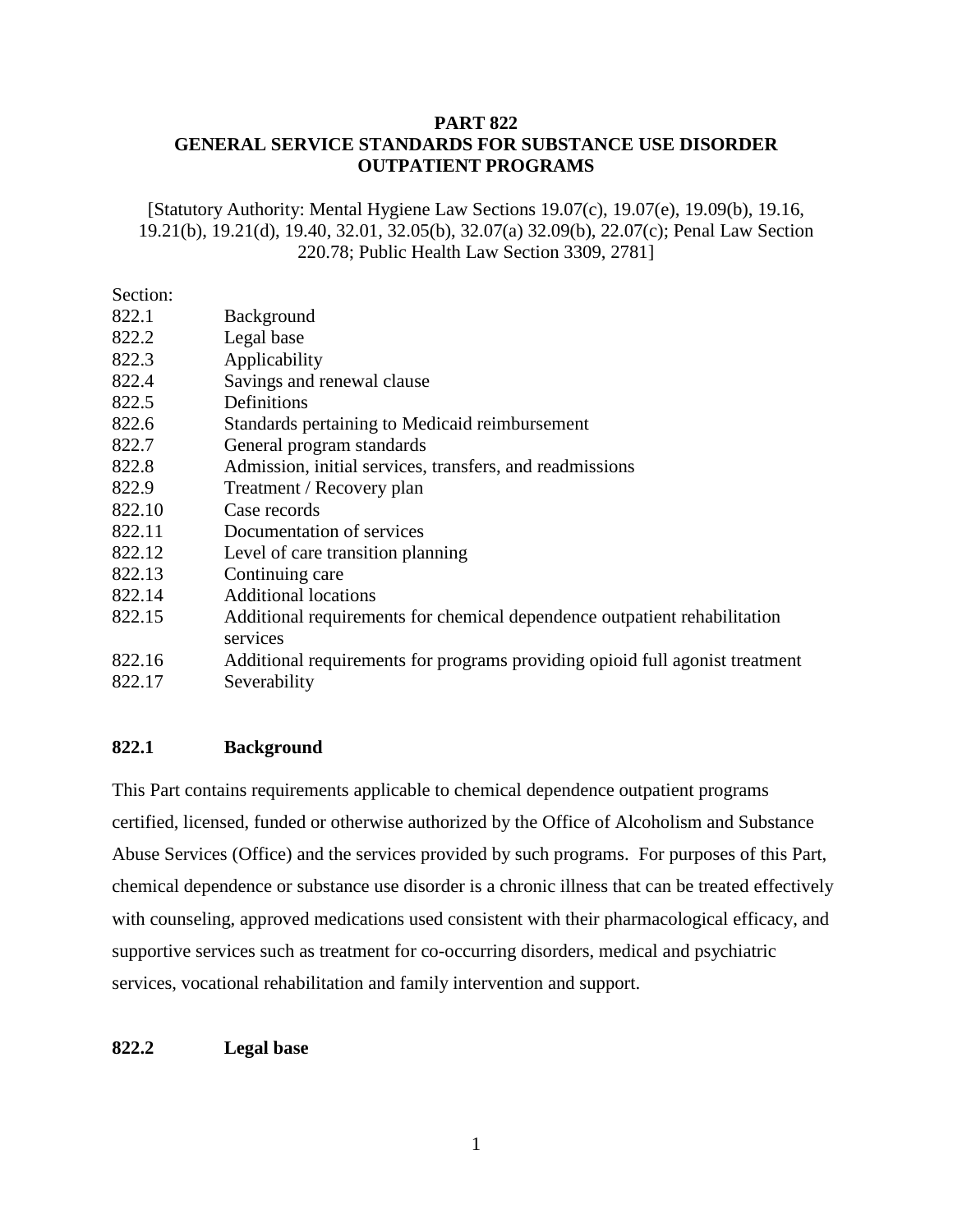# PART 822
# GENERAL SERVICE STANDARDS FOR SUBSTANCE USE DISORDER OUTPATIENT PROGRAMS

[Statutory Authority: Mental Hygiene Law Sections 19.07(c), 19.07(e), 19.09(b), 19.16, 19.21(b), 19.21(d), 19.40, 32.01, 32.05(b), 32.07(a) 32.09(b), 22.07(c); Penal Law Section 220.78; Public Health Law Section 3309, 2781]

Section:

| | |
|---|---|
| 822.1 | Background |
| 822.2 | Legal base |
| 822.3 | Applicability |
| 822.4 | Savings and renewal clause |
| 822.5 | Definitions |
| 822.6 | Standards pertaining to Medicaid reimbursement |
| 822.7 | General program standards |
| 822.8 | Admission, initial services, transfers, and readmissions |
| 822.9 | Treatment / Recovery plan |
| 822.10 | Case records |
| 822.11 | Documentation of services |
| 822.12 | Level of care transition planning |
| 822.13 | Continuing care |
| 822.14 | Additional locations |
| 822.15 | Additional requirements for chemical dependence outpatient rehabilitation services |
| 822.16 | Additional requirements for programs providing opioid full agonist treatment |
| 822.17 | Severability |

## 822.1 Background

This Part contains requirements applicable to chemical dependence outpatient programs certified, licensed, funded or otherwise authorized by the Office of Alcoholism and Substance Abuse Services (Office) and the services provided by such programs. For purposes of this Part, chemical dependence or substance use disorder is a chronic illness that can be treated effectively with counseling, approved medications used consistent with their pharmacological efficacy, and supportive services such as treatment for co-occurring disorders, medical and psychiatric services, vocational rehabilitation and family intervention and support.

## 822.2 Legal base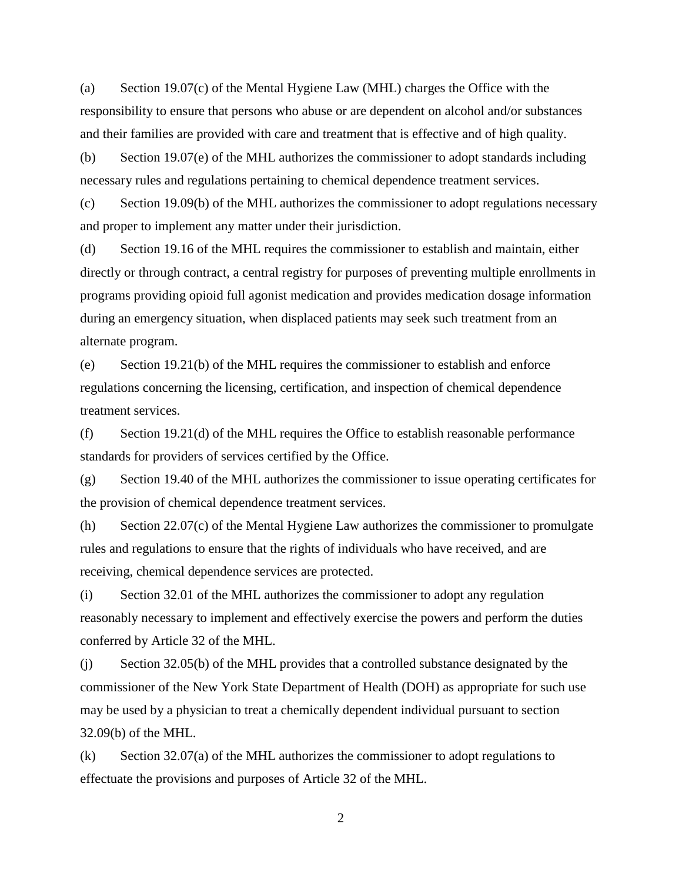(a) Section 19.07(c) of the Mental Hygiene Law (MHL) charges the Office with the responsibility to ensure that persons who abuse or are dependent on alcohol and/or substances and their families are provided with care and treatment that is effective and of high quality.

(b) Section 19.07(e) of the MHL authorizes the commissioner to adopt standards including necessary rules and regulations pertaining to chemical dependence treatment services.

(c) Section 19.09(b) of the MHL authorizes the commissioner to adopt regulations necessary and proper to implement any matter under their jurisdiction.

(d) Section 19.16 of the MHL requires the commissioner to establish and maintain, either directly or through contract, a central registry for purposes of preventing multiple enrollments in programs providing opioid full agonist medication and provides medication dosage information during an emergency situation, when displaced patients may seek such treatment from an alternate program.

(e) Section 19.21(b) of the MHL requires the commissioner to establish and enforce regulations concerning the licensing, certification, and inspection of chemical dependence treatment services.

(f) Section 19.21(d) of the MHL requires the Office to establish reasonable performance standards for providers of services certified by the Office.

(g) Section 19.40 of the MHL authorizes the commissioner to issue operating certificates for the provision of chemical dependence treatment services.

(h) Section 22.07(c) of the Mental Hygiene Law authorizes the commissioner to promulgate rules and regulations to ensure that the rights of individuals who have received, and are receiving, chemical dependence services are protected.

(i) Section 32.01 of the MHL authorizes the commissioner to adopt any regulation reasonably necessary to implement and effectively exercise the powers and perform the duties conferred by Article 32 of the MHL.

(j) Section 32.05(b) of the MHL provides that a controlled substance designated by the commissioner of the New York State Department of Health (DOH) as appropriate for such use may be used by a physician to treat a chemically dependent individual pursuant to section 32.09(b) of the MHL.

(k) Section 32.07(a) of the MHL authorizes the commissioner to adopt regulations to effectuate the provisions and purposes of Article 32 of the MHL.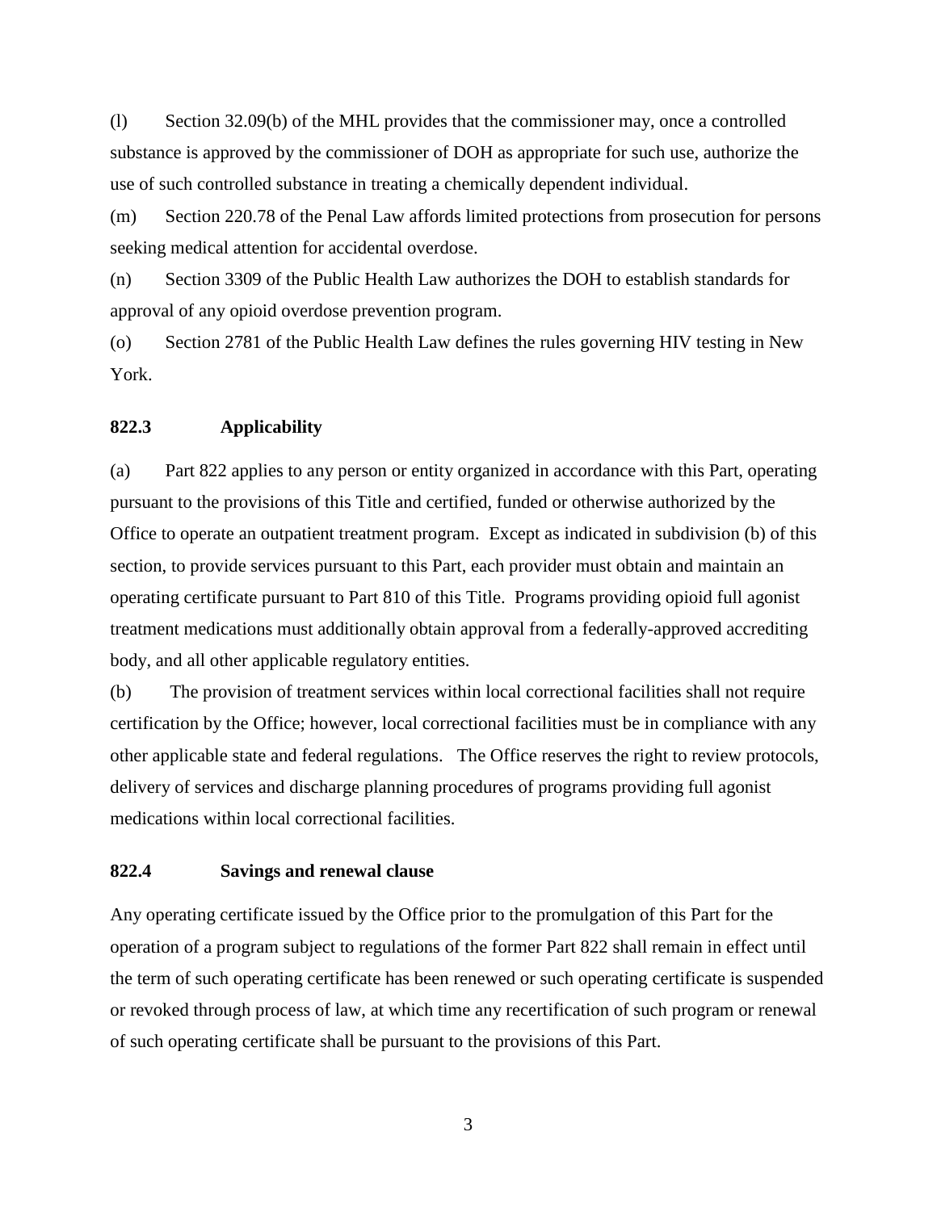(l) Section 32.09(b) of the MHL provides that the commissioner may, once a controlled substance is approved by the commissioner of DOH as appropriate for such use, authorize the use of such controlled substance in treating a chemically dependent individual.

(m) Section 220.78 of the Penal Law affords limited protections from prosecution for persons seeking medical attention for accidental overdose.

(n) Section 3309 of the Public Health Law authorizes the DOH to establish standards for approval of any opioid overdose prevention program.

(o) Section 2781 of the Public Health Law defines the rules governing HIV testing in New York.

**822.3 Applicability**

(a) Part 822 applies to any person or entity organized in accordance with this Part, operating pursuant to the provisions of this Title and certified, funded or otherwise authorized by the Office to operate an outpatient treatment program. Except as indicated in subdivision (b) of this section, to provide services pursuant to this Part, each provider must obtain and maintain an operating certificate pursuant to Part 810 of this Title. Programs providing opioid full agonist treatment medications must additionally obtain approval from a federally-approved accrediting body, and all other applicable regulatory entities.

(b) The provision of treatment services within local correctional facilities shall not require certification by the Office; however, local correctional facilities must be in compliance with any other applicable state and federal regulations. The Office reserves the right to review protocols, delivery of services and discharge planning procedures of programs providing full agonist medications within local correctional facilities.

**822.4 Savings and renewal clause**

Any operating certificate issued by the Office prior to the promulgation of this Part for the operation of a program subject to regulations of the former Part 822 shall remain in effect until the term of such operating certificate has been renewed or such operating certificate is suspended or revoked through process of law, at which time any recertification of such program or renewal of such operating certificate shall be pursuant to the provisions of this Part.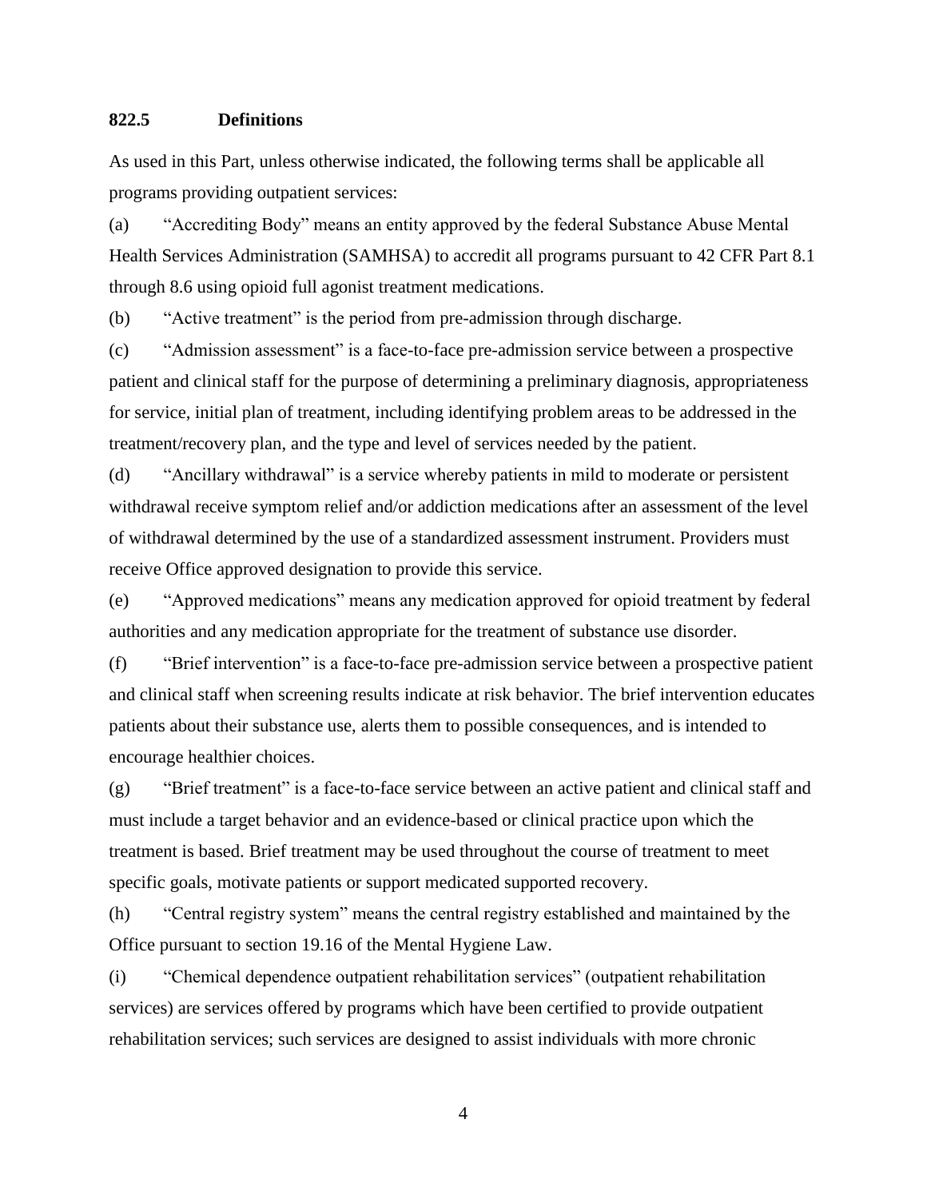## 822.5 Definitions

As used in this Part, unless otherwise indicated, the following terms shall be applicable all programs providing outpatient services:

(a) "Accrediting Body" means an entity approved by the federal Substance Abuse Mental Health Services Administration (SAMHSA) to accredit all programs pursuant to 42 CFR Part 8.1 through 8.6 using opioid full agonist treatment medications.

(b) "Active treatment" is the period from pre-admission through discharge.

(c) "Admission assessment" is a face-to-face pre-admission service between a prospective patient and clinical staff for the purpose of determining a preliminary diagnosis, appropriateness for service, initial plan of treatment, including identifying problem areas to be addressed in the treatment/recovery plan, and the type and level of services needed by the patient.

(d) "Ancillary withdrawal" is a service whereby patients in mild to moderate or persistent withdrawal receive symptom relief and/or addiction medications after an assessment of the level of withdrawal determined by the use of a standardized assessment instrument. Providers must receive Office approved designation to provide this service.

(e) "Approved medications" means any medication approved for opioid treatment by federal authorities and any medication appropriate for the treatment of substance use disorder.

(f) "Brief intervention" is a face-to-face pre-admission service between a prospective patient and clinical staff when screening results indicate at risk behavior. The brief intervention educates patients about their substance use, alerts them to possible consequences, and is intended to encourage healthier choices.

(g) "Brief treatment" is a face-to-face service between an active patient and clinical staff and must include a target behavior and an evidence-based or clinical practice upon which the treatment is based. Brief treatment may be used throughout the course of treatment to meet specific goals, motivate patients or support medicated supported recovery.

(h) "Central registry system" means the central registry established and maintained by the Office pursuant to section 19.16 of the Mental Hygiene Law.

(i) "Chemical dependence outpatient rehabilitation services" (outpatient rehabilitation services) are services offered by programs which have been certified to provide outpatient rehabilitation services; such services are designed to assist individuals with more chronic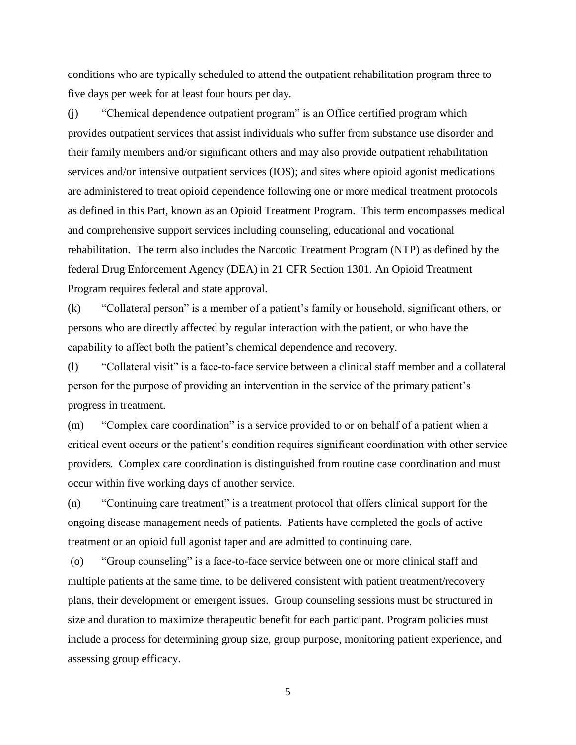conditions who are typically scheduled to attend the outpatient rehabilitation program three to five days per week for at least four hours per day.

(j) "Chemical dependence outpatient program" is an Office certified program which provides outpatient services that assist individuals who suffer from substance use disorder and their family members and/or significant others and may also provide outpatient rehabilitation services and/or intensive outpatient services (IOS); and sites where opioid agonist medications are administered to treat opioid dependence following one or more medical treatment protocols as defined in this Part, known as an Opioid Treatment Program. This term encompasses medical and comprehensive support services including counseling, educational and vocational rehabilitation. The term also includes the Narcotic Treatment Program (NTP) as defined by the federal Drug Enforcement Agency (DEA) in 21 CFR Section 1301. An Opioid Treatment Program requires federal and state approval.

(k) "Collateral person" is a member of a patient's family or household, significant others, or persons who are directly affected by regular interaction with the patient, or who have the capability to affect both the patient's chemical dependence and recovery.

(l) "Collateral visit" is a face-to-face service between a clinical staff member and a collateral person for the purpose of providing an intervention in the service of the primary patient's progress in treatment.

(m) "Complex care coordination" is a service provided to or on behalf of a patient when a critical event occurs or the patient's condition requires significant coordination with other service providers. Complex care coordination is distinguished from routine case coordination and must occur within five working days of another service.

(n) "Continuing care treatment" is a treatment protocol that offers clinical support for the ongoing disease management needs of patients. Patients have completed the goals of active treatment or an opioid full agonist taper and are admitted to continuing care.

(o) "Group counseling" is a face-to-face service between one or more clinical staff and multiple patients at the same time, to be delivered consistent with patient treatment/recovery plans, their development or emergent issues. Group counseling sessions must be structured in size and duration to maximize therapeutic benefit for each participant. Program policies must include a process for determining group size, group purpose, monitoring patient experience, and assessing group efficacy.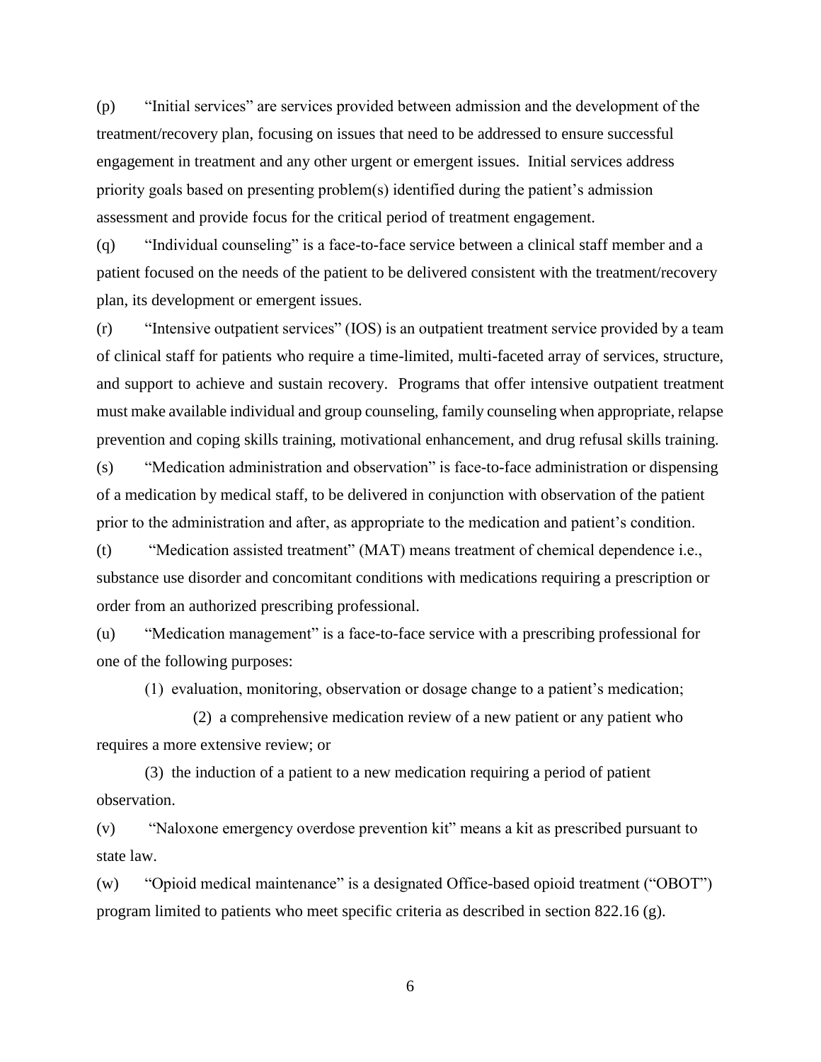(p) "Initial services" are services provided between admission and the development of the treatment/recovery plan, focusing on issues that need to be addressed to ensure successful engagement in treatment and any other urgent or emergent issues. Initial services address priority goals based on presenting problem(s) identified during the patient's admission assessment and provide focus for the critical period of treatment engagement.

(q) "Individual counseling" is a face-to-face service between a clinical staff member and a patient focused on the needs of the patient to be delivered consistent with the treatment/recovery plan, its development or emergent issues.

(r) "Intensive outpatient services" (IOS) is an outpatient treatment service provided by a team of clinical staff for patients who require a time-limited, multi-faceted array of services, structure, and support to achieve and sustain recovery. Programs that offer intensive outpatient treatment must make available individual and group counseling, family counseling when appropriate, relapse prevention and coping skills training, motivational enhancement, and drug refusal skills training.

(s) "Medication administration and observation" is face-to-face administration or dispensing of a medication by medical staff, to be delivered in conjunction with observation of the patient prior to the administration and after, as appropriate to the medication and patient's condition.

(t) "Medication assisted treatment" (MAT) means treatment of chemical dependence i.e., substance use disorder and concomitant conditions with medications requiring a prescription or order from an authorized prescribing professional.

(u) "Medication management" is a face-to-face service with a prescribing professional for one of the following purposes:

(1) evaluation, monitoring, observation or dosage change to a patient's medication;

(2) a comprehensive medication review of a new patient or any patient who requires a more extensive review; or

(3) the induction of a patient to a new medication requiring a period of patient observation.

(v) "Naloxone emergency overdose prevention kit" means a kit as prescribed pursuant to state law.

(w) "Opioid medical maintenance" is a designated Office-based opioid treatment ("OBOT") program limited to patients who meet specific criteria as described in section 822.16 (g).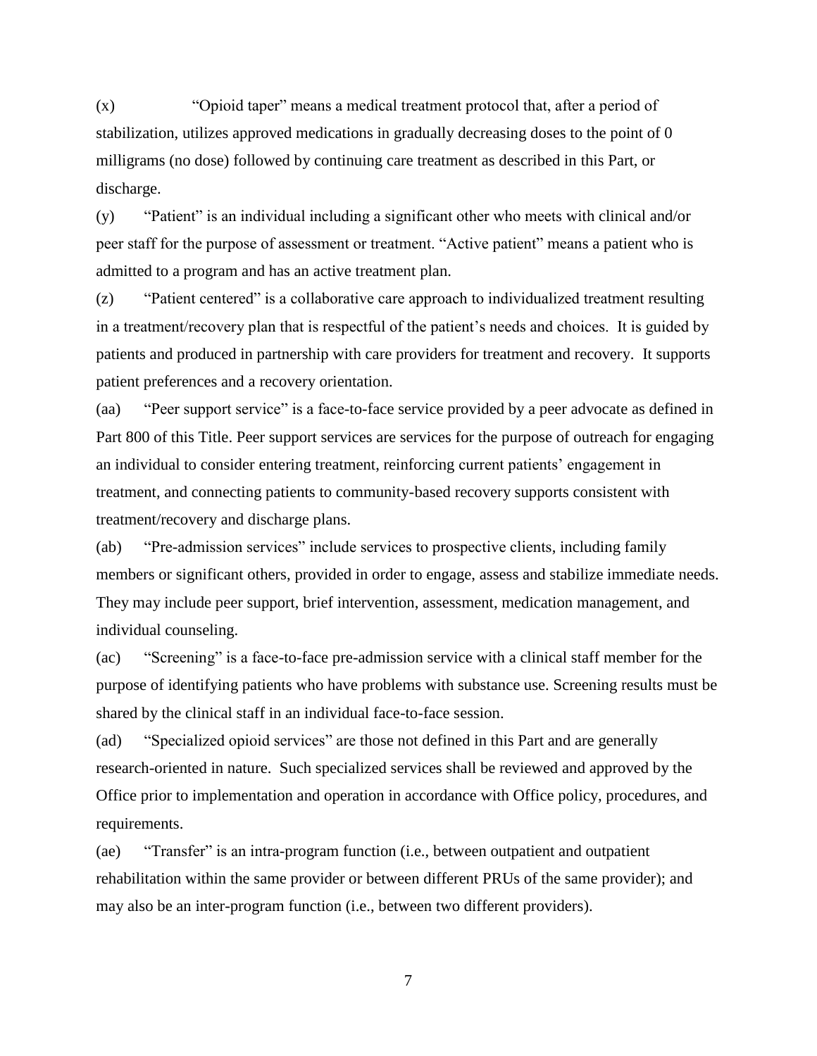(x) “Opioid taper” means a medical treatment protocol that, after a period of stabilization, utilizes approved medications in gradually decreasing doses to the point of 0 milligrams (no dose) followed by continuing care treatment as described in this Part, or discharge.

(y) “Patient” is an individual including a significant other who meets with clinical and/or peer staff for the purpose of assessment or treatment. “Active patient” means a patient who is admitted to a program and has an active treatment plan.

(z) “Patient centered” is a collaborative care approach to individualized treatment resulting in a treatment/recovery plan that is respectful of the patient’s needs and choices. It is guided by patients and produced in partnership with care providers for treatment and recovery. It supports patient preferences and a recovery orientation.

(aa) “Peer support service” is a face-to-face service provided by a peer advocate as defined in Part 800 of this Title. Peer support services are services for the purpose of outreach for engaging an individual to consider entering treatment, reinforcing current patients’ engagement in treatment, and connecting patients to community-based recovery supports consistent with treatment/recovery and discharge plans.

(ab) “Pre-admission services” include services to prospective clients, including family members or significant others, provided in order to engage, assess and stabilize immediate needs. They may include peer support, brief intervention, assessment, medication management, and individual counseling.

(ac) “Screening” is a face-to-face pre-admission service with a clinical staff member for the purpose of identifying patients who have problems with substance use. Screening results must be shared by the clinical staff in an individual face-to-face session.

(ad) “Specialized opioid services” are those not defined in this Part and are generally research-oriented in nature. Such specialized services shall be reviewed and approved by the Office prior to implementation and operation in accordance with Office policy, procedures, and requirements.

(ae) “Transfer” is an intra-program function (i.e., between outpatient and outpatient rehabilitation within the same provider or between different PRUs of the same provider); and may also be an inter-program function (i.e., between two different providers).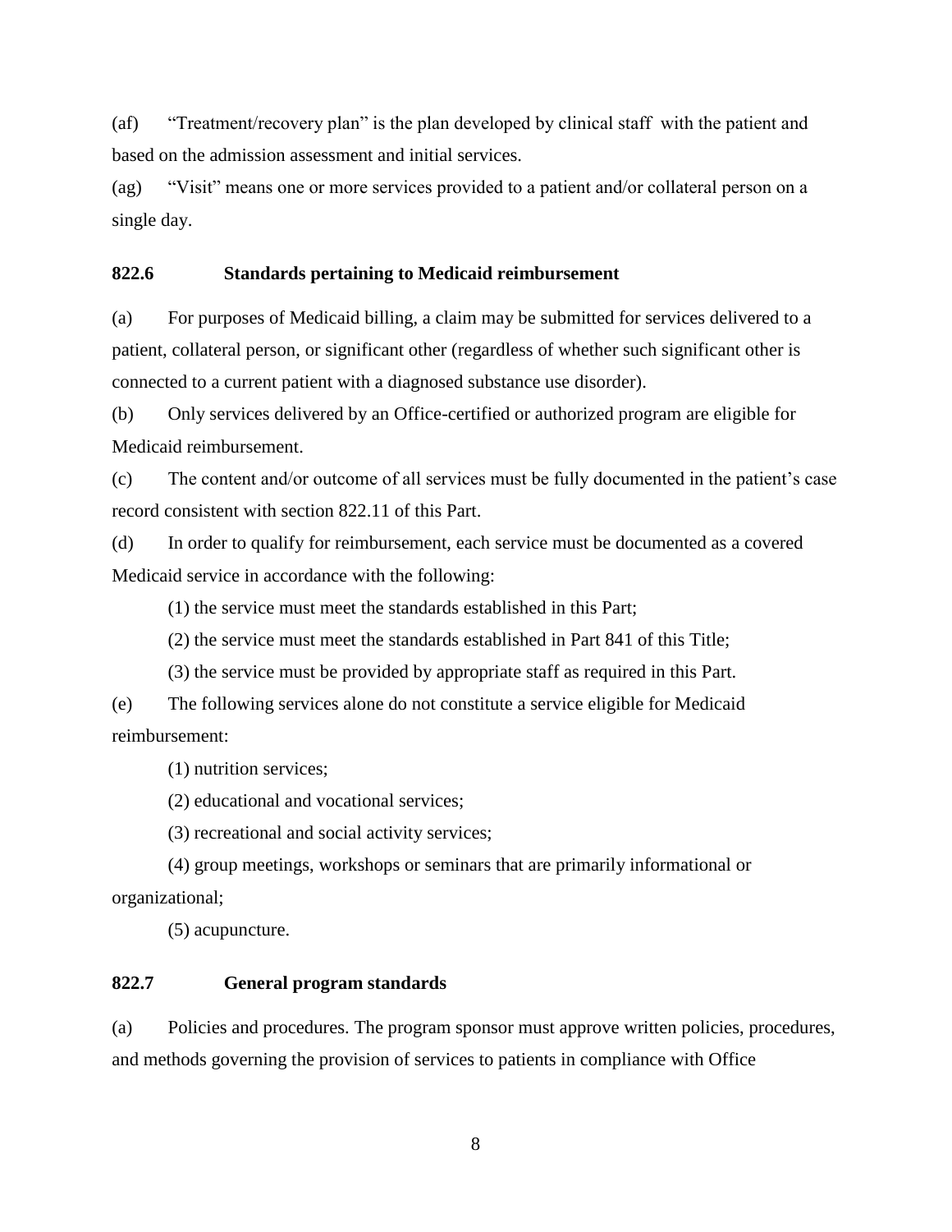(af) "Treatment/recovery plan" is the plan developed by clinical staff with the patient and based on the admission assessment and initial services.

(ag) "Visit" means one or more services provided to a patient and/or collateral person on a single day.

## 822.6 Standards pertaining to Medicaid reimbursement

(a) For purposes of Medicaid billing, a claim may be submitted for services delivered to a patient, collateral person, or significant other (regardless of whether such significant other is connected to a current patient with a diagnosed substance use disorder).

(b) Only services delivered by an Office-certified or authorized program are eligible for Medicaid reimbursement.

(c) The content and/or outcome of all services must be fully documented in the patient's case record consistent with section 822.11 of this Part.

(d) In order to qualify for reimbursement, each service must be documented as a covered Medicaid service in accordance with the following:

(1) the service must meet the standards established in this Part;

(2) the service must meet the standards established in Part 841 of this Title;

(3) the service must be provided by appropriate staff as required in this Part.

(e) The following services alone do not constitute a service eligible for Medicaid reimbursement:

(1) nutrition services;

(2) educational and vocational services;

(3) recreational and social activity services;

(4) group meetings, workshops or seminars that are primarily informational or organizational;

(5) acupuncture.

## 822.7 General program standards

(a) Policies and procedures. The program sponsor must approve written policies, procedures, and methods governing the provision of services to patients in compliance with Office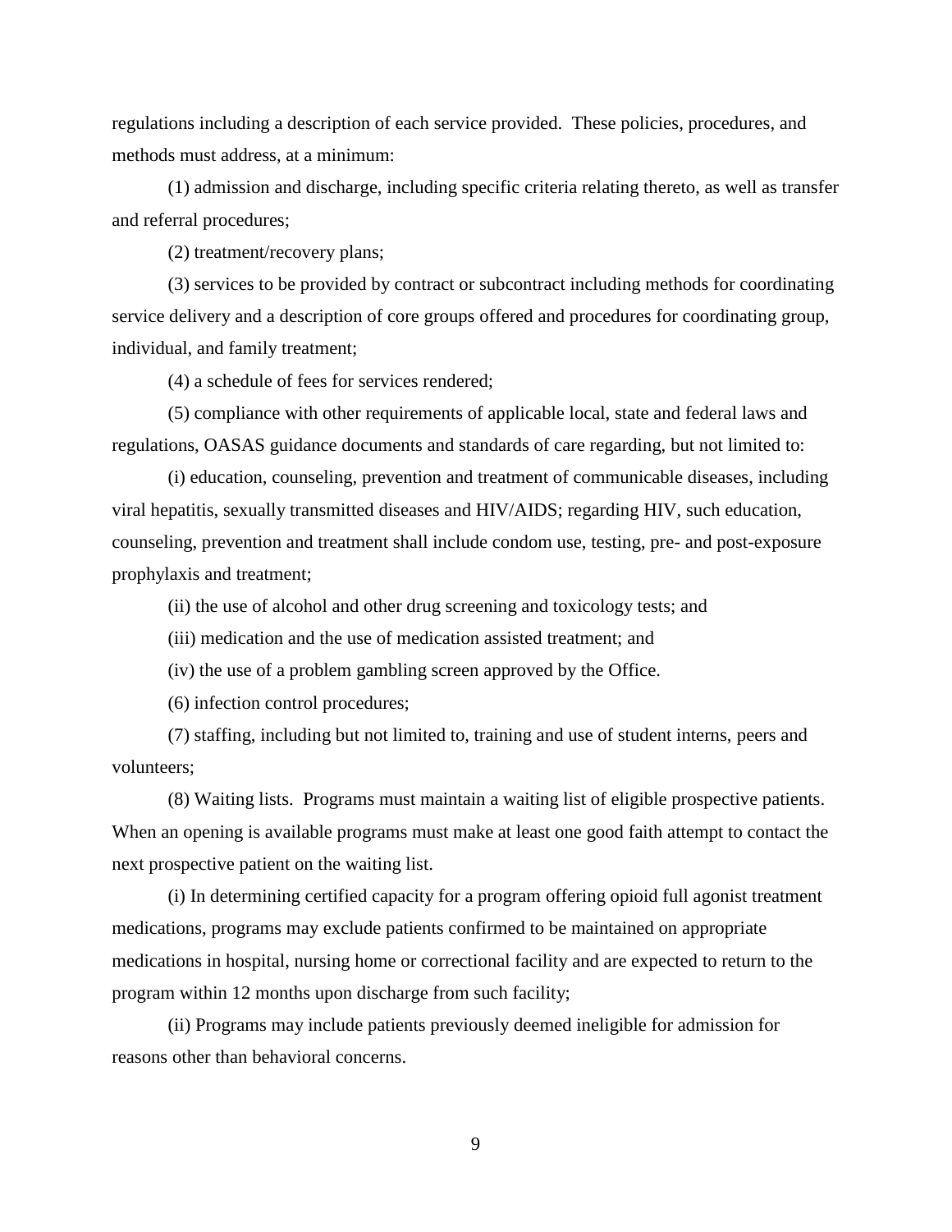regulations including a description of each service provided. These policies, procedures, and methods must address, at a minimum:

(1) admission and discharge, including specific criteria relating thereto, as well as transfer and referral procedures;

(2) treatment/recovery plans;

(3) services to be provided by contract or subcontract including methods for coordinating service delivery and a description of core groups offered and procedures for coordinating group, individual, and family treatment;

(4) a schedule of fees for services rendered;

(5) compliance with other requirements of applicable local, state and federal laws and regulations, OASAS guidance documents and standards of care regarding, but not limited to:

(i) education, counseling, prevention and treatment of communicable diseases, including viral hepatitis, sexually transmitted diseases and HIV/AIDS; regarding HIV, such education, counseling, prevention and treatment shall include condom use, testing, pre- and post-exposure prophylaxis and treatment;

(ii) the use of alcohol and other drug screening and toxicology tests; and

(iii) medication and the use of medication assisted treatment; and

(iv) the use of a problem gambling screen approved by the Office.

(6) infection control procedures;

(7) staffing, including but not limited to, training and use of student interns, peers and volunteers;

(8) Waiting lists. Programs must maintain a waiting list of eligible prospective patients. When an opening is available programs must make at least one good faith attempt to contact the next prospective patient on the waiting list.

(i) In determining certified capacity for a program offering opioid full agonist treatment medications, programs may exclude patients confirmed to be maintained on appropriate medications in hospital, nursing home or correctional facility and are expected to return to the program within 12 months upon discharge from such facility;

(ii) Programs may include patients previously deemed ineligible for admission for reasons other than behavioral concerns.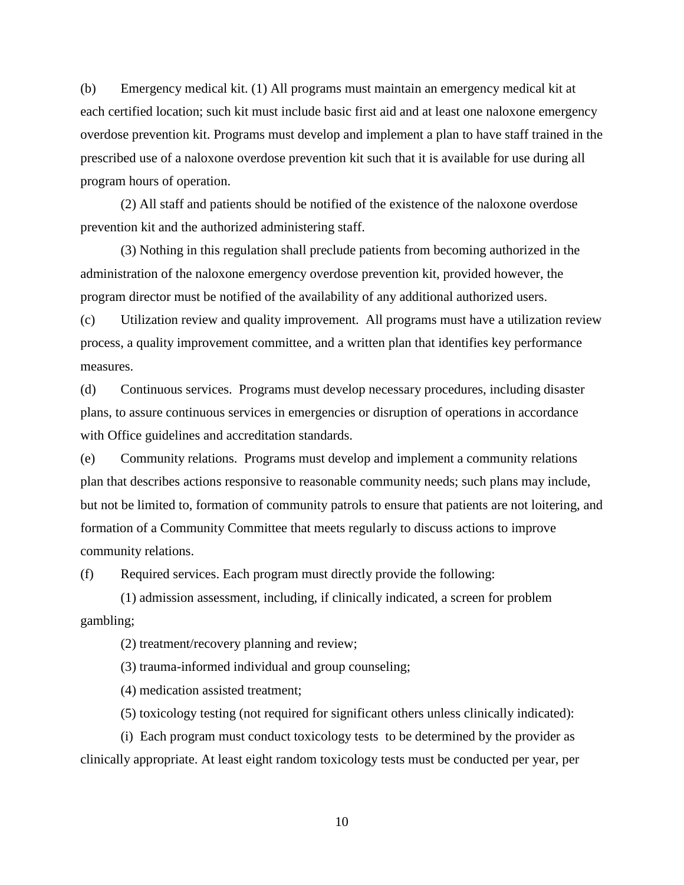(b) Emergency medical kit. (1) All programs must maintain an emergency medical kit at each certified location; such kit must include basic first aid and at least one naloxone emergency overdose prevention kit. Programs must develop and implement a plan to have staff trained in the prescribed use of a naloxone overdose prevention kit such that it is available for use during all program hours of operation.

(2) All staff and patients should be notified of the existence of the naloxone overdose prevention kit and the authorized administering staff.

(3) Nothing in this regulation shall preclude patients from becoming authorized in the administration of the naloxone emergency overdose prevention kit, provided however, the program director must be notified of the availability of any additional authorized users.

(c) Utilization review and quality improvement. All programs must have a utilization review process, a quality improvement committee, and a written plan that identifies key performance measures.

(d) Continuous services. Programs must develop necessary procedures, including disaster plans, to assure continuous services in emergencies or disruption of operations in accordance with Office guidelines and accreditation standards.

(e) Community relations. Programs must develop and implement a community relations plan that describes actions responsive to reasonable community needs; such plans may include, but not be limited to, formation of community patrols to ensure that patients are not loitering, and formation of a Community Committee that meets regularly to discuss actions to improve community relations.

(f) Required services. Each program must directly provide the following:

(1) admission assessment, including, if clinically indicated, a screen for problem gambling;

(2) treatment/recovery planning and review;

(3) trauma-informed individual and group counseling;

(4) medication assisted treatment;

(5) toxicology testing (not required for significant others unless clinically indicated):

(i) Each program must conduct toxicology tests to be determined by the provider as clinically appropriate. At least eight random toxicology tests must be conducted per year, per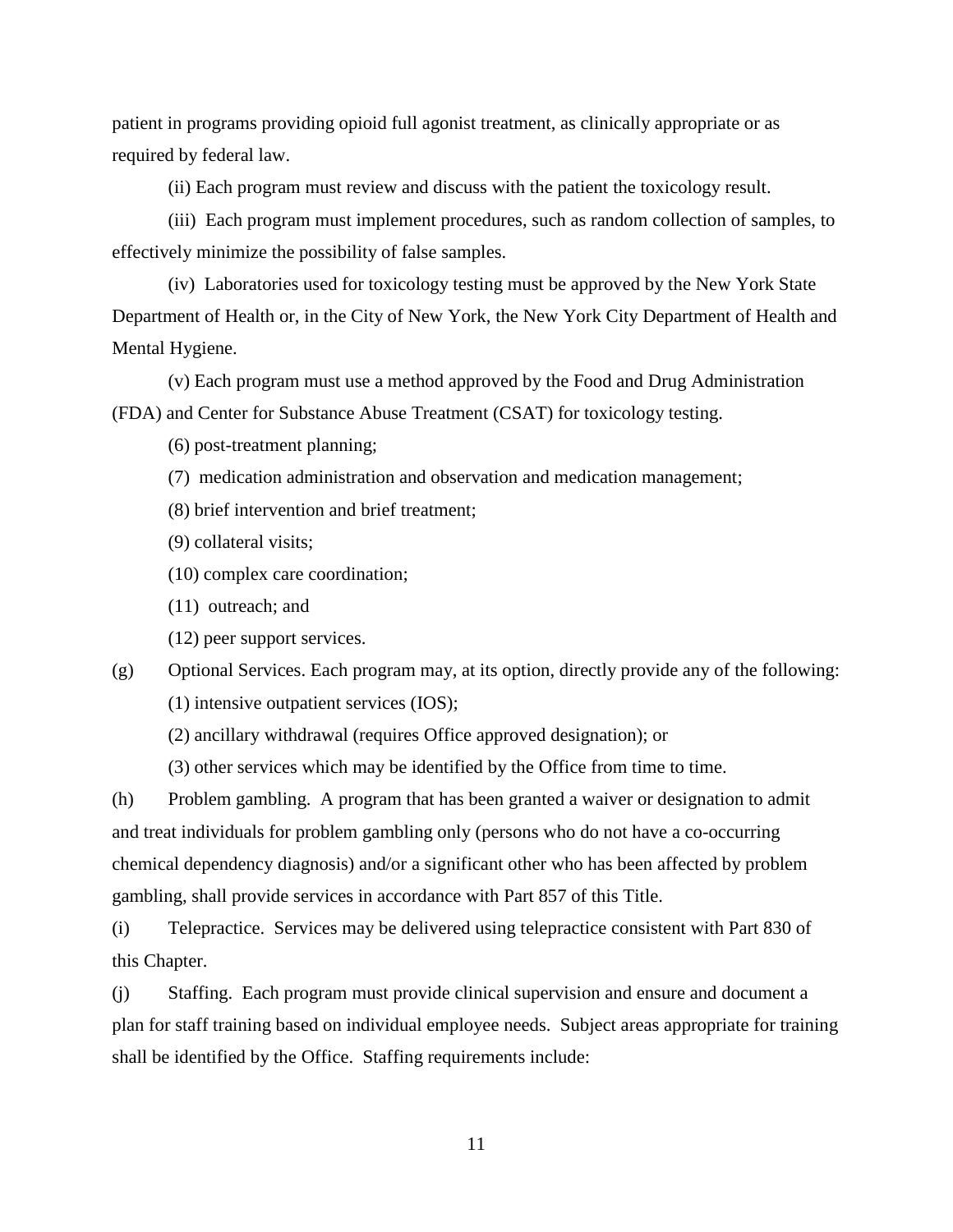patient in programs providing opioid full agonist treatment, as clinically appropriate or as required by federal law.

(ii) Each program must review and discuss with the patient the toxicology result.

(iii) Each program must implement procedures, such as random collection of samples, to effectively minimize the possibility of false samples.

(iv) Laboratories used for toxicology testing must be approved by the New York State Department of Health or, in the City of New York, the New York City Department of Health and Mental Hygiene.

(v) Each program must use a method approved by the Food and Drug Administration (FDA) and Center for Substance Abuse Treatment (CSAT) for toxicology testing.

(6) post-treatment planning;

(7) medication administration and observation and medication management;

(8) brief intervention and brief treatment;

(9) collateral visits;

(10) complex care coordination;

(11) outreach; and

(12) peer support services.

(g) Optional Services. Each program may, at its option, directly provide any of the following:

(1) intensive outpatient services (IOS);

(2) ancillary withdrawal (requires Office approved designation); or

(3) other services which may be identified by the Office from time to time.

(h) Problem gambling. A program that has been granted a waiver or designation to admit and treat individuals for problem gambling only (persons who do not have a co-occurring chemical dependency diagnosis) and/or a significant other who has been affected by problem gambling, shall provide services in accordance with Part 857 of this Title.

(i) Telepractice. Services may be delivered using telepractice consistent with Part 830 of this Chapter.

(j) Staffing. Each program must provide clinical supervision and ensure and document a plan for staff training based on individual employee needs. Subject areas appropriate for training shall be identified by the Office. Staffing requirements include: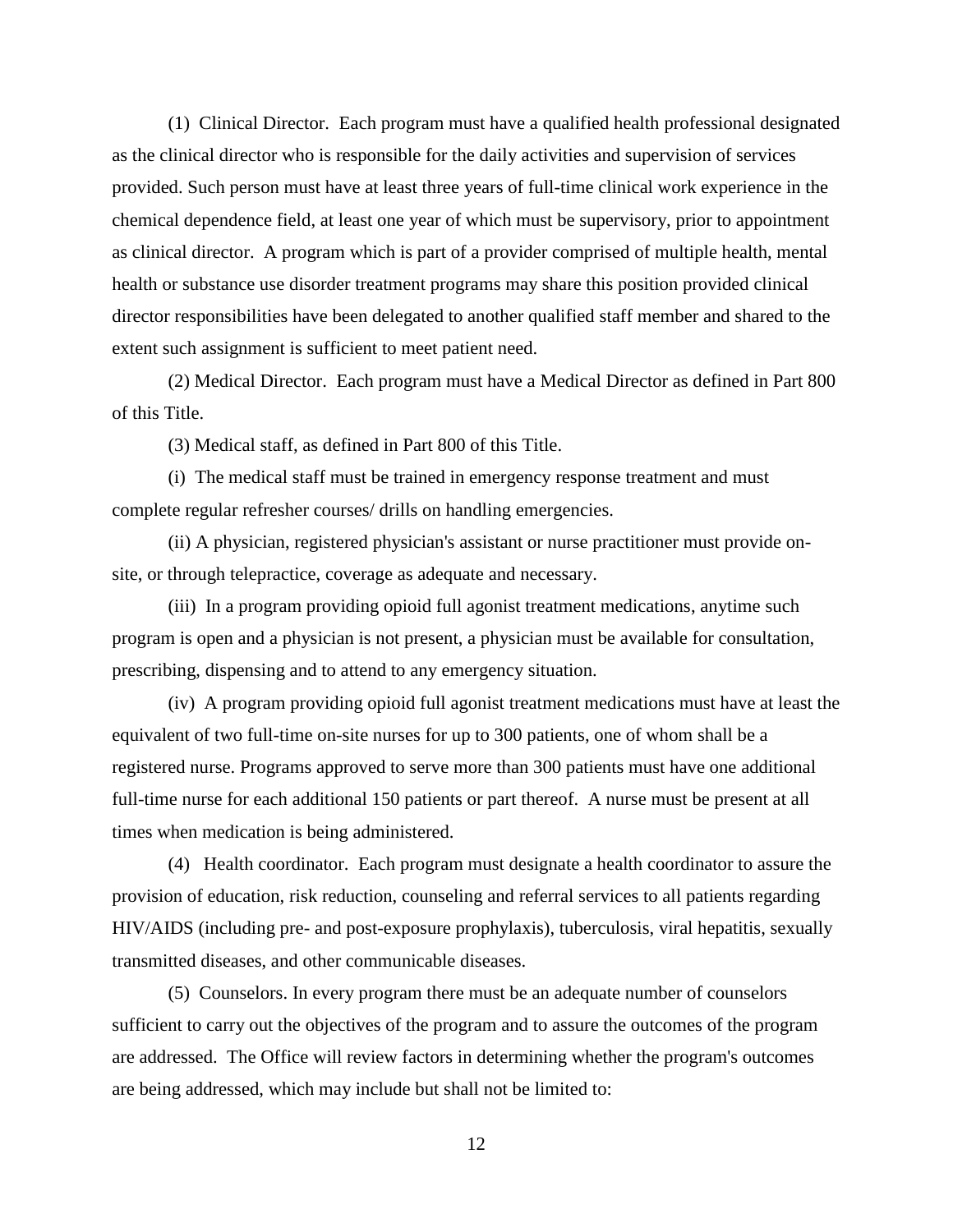(1) Clinical Director. Each program must have a qualified health professional designated as the clinical director who is responsible for the daily activities and supervision of services provided. Such person must have at least three years of full-time clinical work experience in the chemical dependence field, at least one year of which must be supervisory, prior to appointment as clinical director. A program which is part of a provider comprised of multiple health, mental health or substance use disorder treatment programs may share this position provided clinical director responsibilities have been delegated to another qualified staff member and shared to the extent such assignment is sufficient to meet patient need.

(2) Medical Director. Each program must have a Medical Director as defined in Part 800 of this Title.

(3) Medical staff, as defined in Part 800 of this Title.

(i) The medical staff must be trained in emergency response treatment and must complete regular refresher courses/ drills on handling emergencies.

(ii) A physician, registered physician's assistant or nurse practitioner must provide on-site, or through telepractice, coverage as adequate and necessary.

(iii) In a program providing opioid full agonist treatment medications, anytime such program is open and a physician is not present, a physician must be available for consultation, prescribing, dispensing and to attend to any emergency situation.

(iv) A program providing opioid full agonist treatment medications must have at least the equivalent of two full-time on-site nurses for up to 300 patients, one of whom shall be a registered nurse. Programs approved to serve more than 300 patients must have one additional full-time nurse for each additional 150 patients or part thereof. A nurse must be present at all times when medication is being administered.

(4) Health coordinator. Each program must designate a health coordinator to assure the provision of education, risk reduction, counseling and referral services to all patients regarding HIV/AIDS (including pre- and post-exposure prophylaxis), tuberculosis, viral hepatitis, sexually transmitted diseases, and other communicable diseases.

(5) Counselors. In every program there must be an adequate number of counselors sufficient to carry out the objectives of the program and to assure the outcomes of the program are addressed. The Office will review factors in determining whether the program's outcomes are being addressed, which may include but shall not be limited to: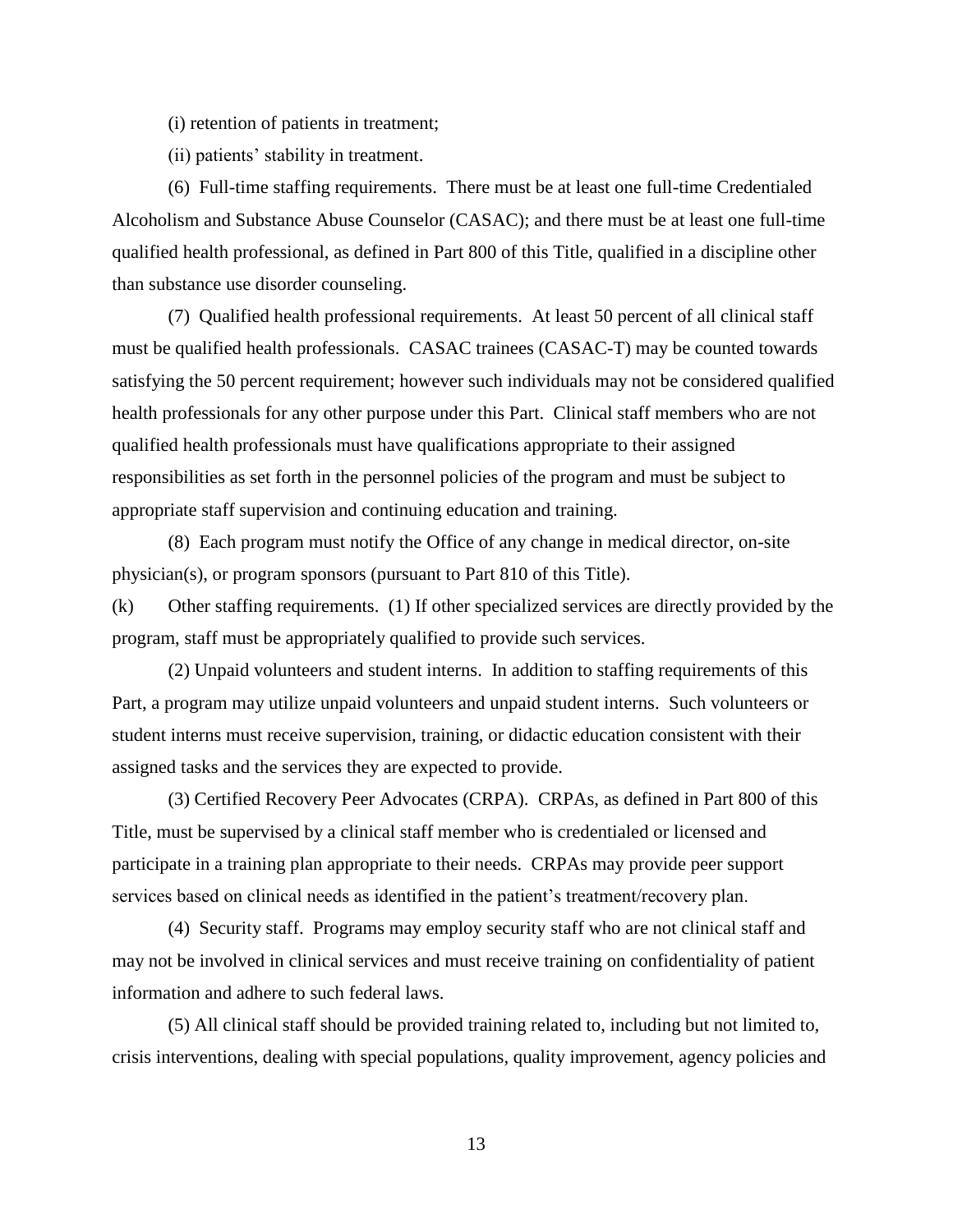(i) retention of patients in treatment;

(ii) patients' stability in treatment.

(6) Full-time staffing requirements. There must be at least one full-time Credentialed Alcoholism and Substance Abuse Counselor (CASAC); and there must be at least one full-time qualified health professional, as defined in Part 800 of this Title, qualified in a discipline other than substance use disorder counseling.

(7) Qualified health professional requirements. At least 50 percent of all clinical staff must be qualified health professionals. CASAC trainees (CASAC-T) may be counted towards satisfying the 50 percent requirement; however such individuals may not be considered qualified health professionals for any other purpose under this Part. Clinical staff members who are not qualified health professionals must have qualifications appropriate to their assigned responsibilities as set forth in the personnel policies of the program and must be subject to appropriate staff supervision and continuing education and training.

(8) Each program must notify the Office of any change in medical director, on-site physician(s), or program sponsors (pursuant to Part 810 of this Title).

(k) Other staffing requirements. (1) If other specialized services are directly provided by the program, staff must be appropriately qualified to provide such services.

(2) Unpaid volunteers and student interns. In addition to staffing requirements of this Part, a program may utilize unpaid volunteers and unpaid student interns. Such volunteers or student interns must receive supervision, training, or didactic education consistent with their assigned tasks and the services they are expected to provide.

(3) Certified Recovery Peer Advocates (CRPA). CRPAs, as defined in Part 800 of this Title, must be supervised by a clinical staff member who is credentialed or licensed and participate in a training plan appropriate to their needs. CRPAs may provide peer support services based on clinical needs as identified in the patient's treatment/recovery plan.

(4) Security staff. Programs may employ security staff who are not clinical staff and may not be involved in clinical services and must receive training on confidentiality of patient information and adhere to such federal laws.

(5) All clinical staff should be provided training related to, including but not limited to, crisis interventions, dealing with special populations, quality improvement, agency policies and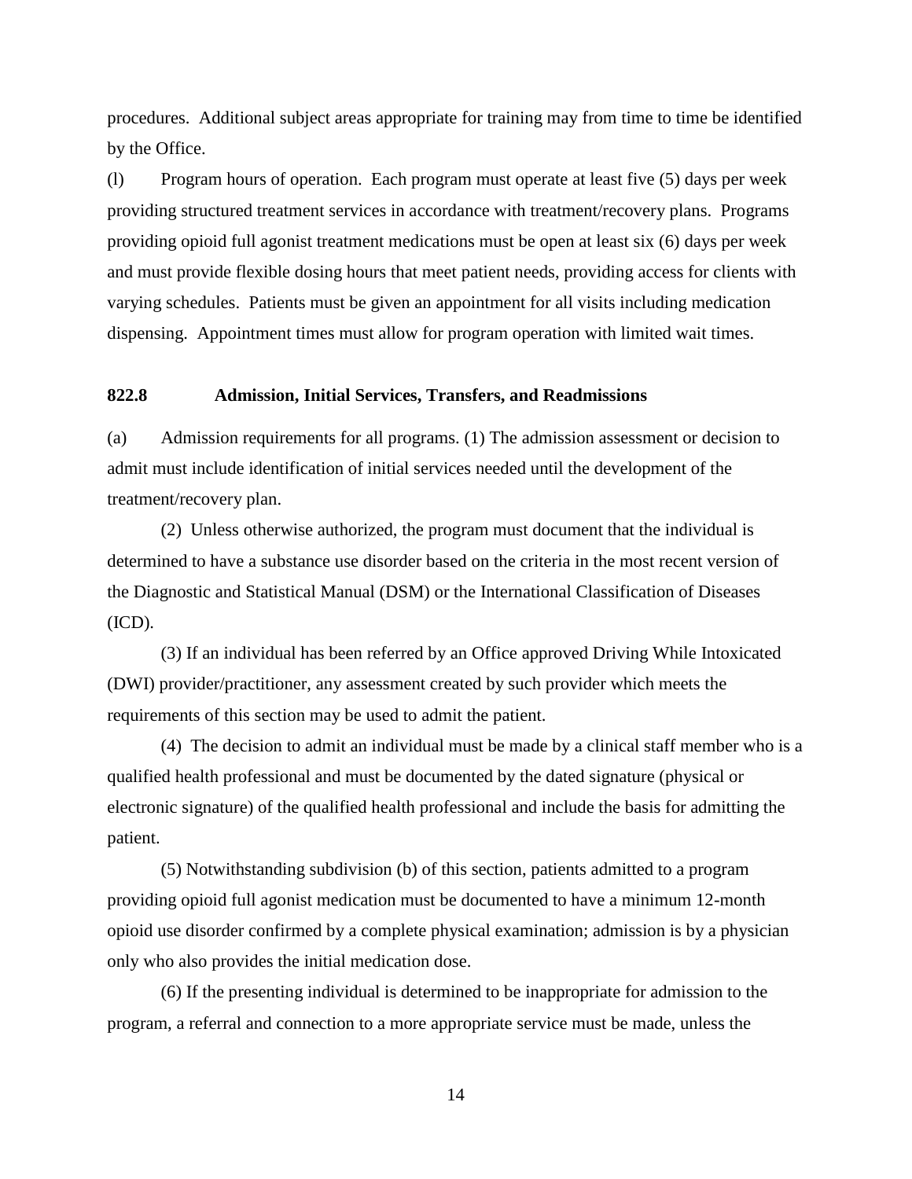procedures. Additional subject areas appropriate for training may from time to time be identified by the Office.

(l) Program hours of operation. Each program must operate at least five (5) days per week providing structured treatment services in accordance with treatment/recovery plans. Programs providing opioid full agonist treatment medications must be open at least six (6) days per week and must provide flexible dosing hours that meet patient needs, providing access for clients with varying schedules. Patients must be given an appointment for all visits including medication dispensing. Appointment times must allow for program operation with limited wait times.

### 822.8 Admission, Initial Services, Transfers, and Readmissions

(a) Admission requirements for all programs. (1) The admission assessment or decision to admit must include identification of initial services needed until the development of the treatment/recovery plan.

(2) Unless otherwise authorized, the program must document that the individual is determined to have a substance use disorder based on the criteria in the most recent version of the Diagnostic and Statistical Manual (DSM) or the International Classification of Diseases (ICD).

(3) If an individual has been referred by an Office approved Driving While Intoxicated (DWI) provider/practitioner, any assessment created by such provider which meets the requirements of this section may be used to admit the patient.

(4) The decision to admit an individual must be made by a clinical staff member who is a qualified health professional and must be documented by the dated signature (physical or electronic signature) of the qualified health professional and include the basis for admitting the patient.

(5) Notwithstanding subdivision (b) of this section, patients admitted to a program providing opioid full agonist medication must be documented to have a minimum 12-month opioid use disorder confirmed by a complete physical examination; admission is by a physician only who also provides the initial medication dose.

(6) If the presenting individual is determined to be inappropriate for admission to the program, a referral and connection to a more appropriate service must be made, unless the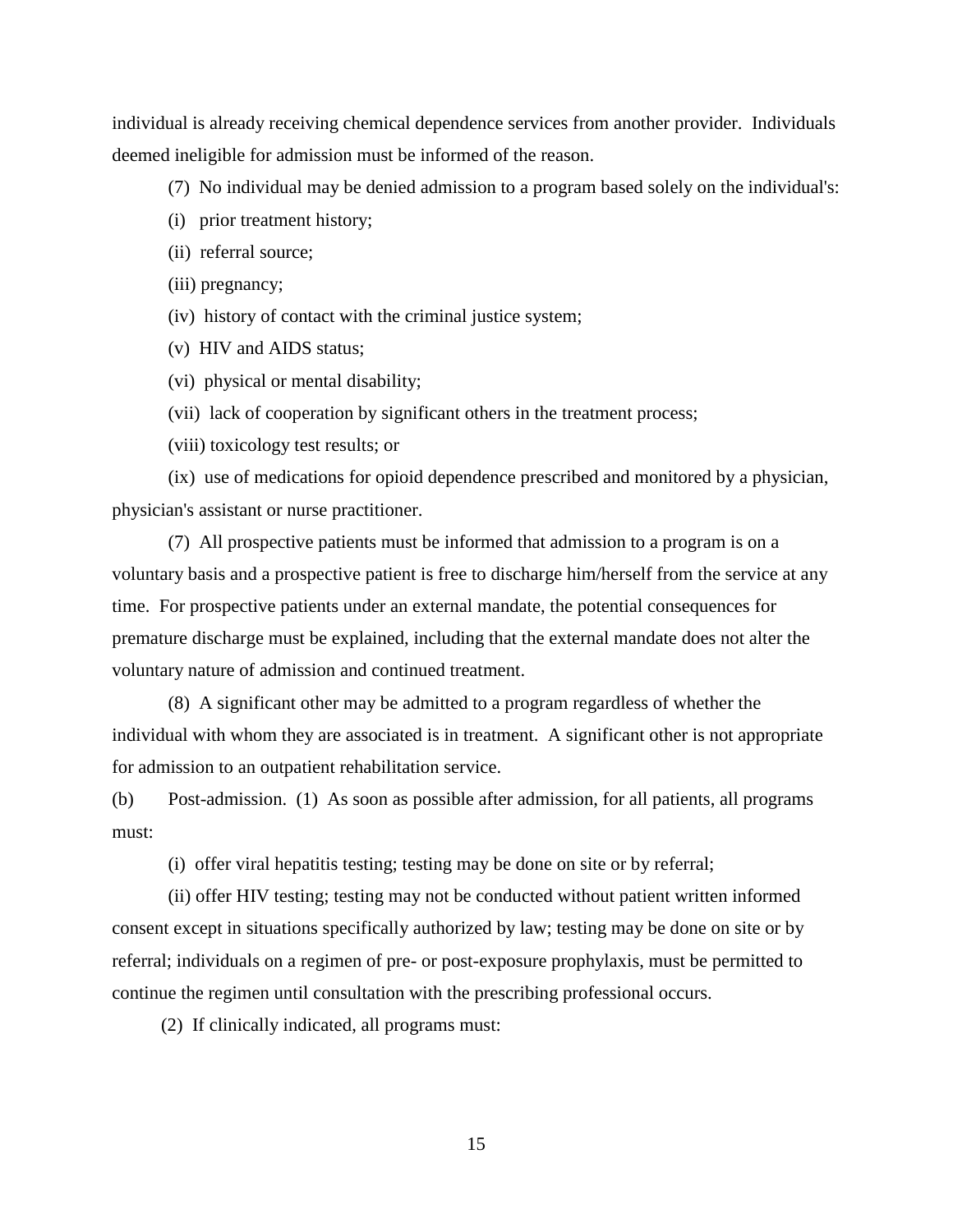individual is already receiving chemical dependence services from another provider. Individuals deemed ineligible for admission must be informed of the reason.

(7) No individual may be denied admission to a program based solely on the individual's:

(i) prior treatment history;

(ii) referral source;

(iii) pregnancy;

(iv) history of contact with the criminal justice system;

(v) HIV and AIDS status;

(vi) physical or mental disability;

(vii) lack of cooperation by significant others in the treatment process;

(viii) toxicology test results; or

(ix) use of medications for opioid dependence prescribed and monitored by a physician, physician's assistant or nurse practitioner.

(7) All prospective patients must be informed that admission to a program is on a voluntary basis and a prospective patient is free to discharge him/herself from the service at any time. For prospective patients under an external mandate, the potential consequences for premature discharge must be explained, including that the external mandate does not alter the voluntary nature of admission and continued treatment.

(8) A significant other may be admitted to a program regardless of whether the individual with whom they are associated is in treatment. A significant other is not appropriate for admission to an outpatient rehabilitation service.

(b) Post-admission. (1) As soon as possible after admission, for all patients, all programs must:

(i) offer viral hepatitis testing; testing may be done on site or by referral;

(ii) offer HIV testing; testing may not be conducted without patient written informed consent except in situations specifically authorized by law; testing may be done on site or by referral; individuals on a regimen of pre- or post-exposure prophylaxis, must be permitted to continue the regimen until consultation with the prescribing professional occurs.

(2) If clinically indicated, all programs must: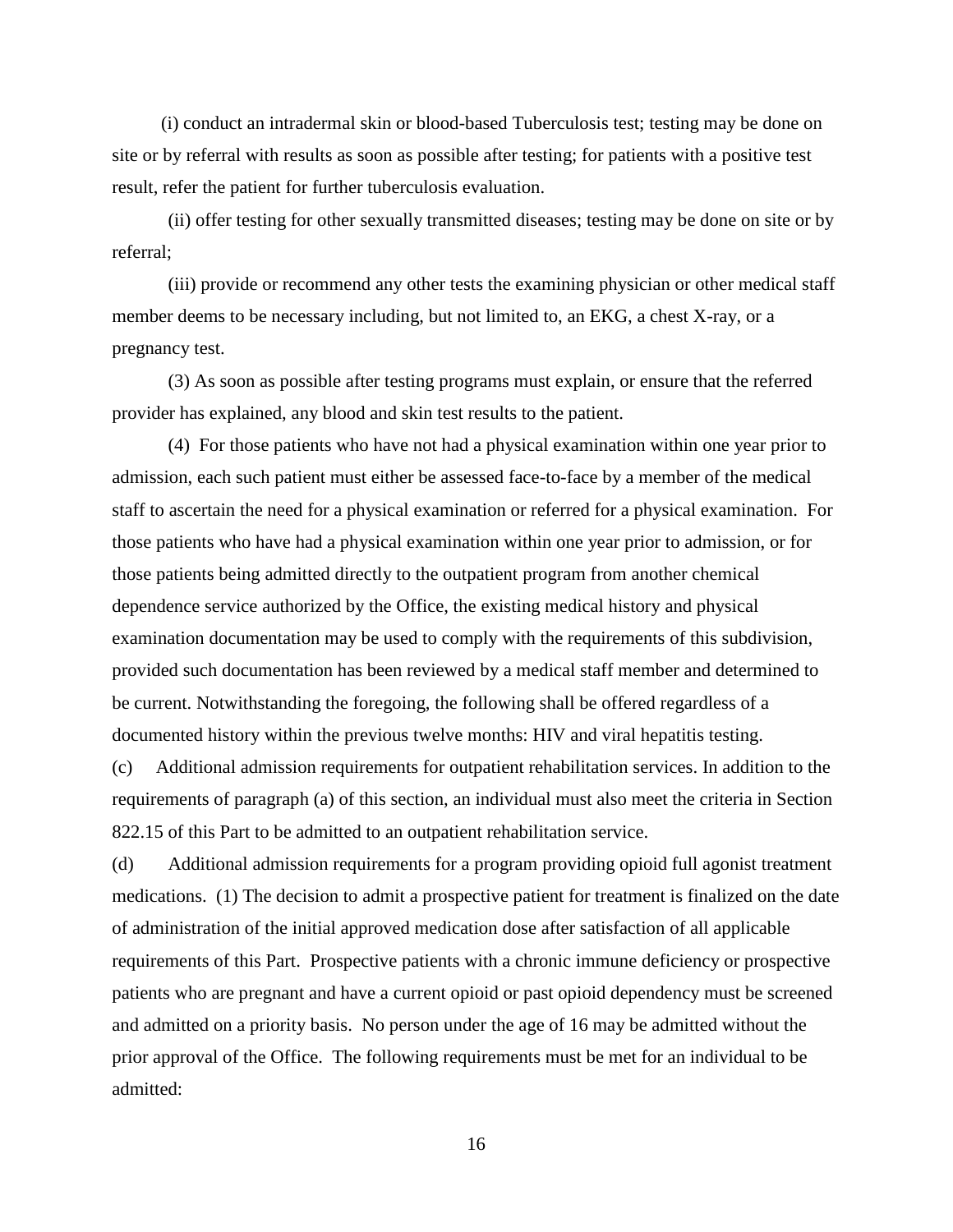(i) conduct an intradermal skin or blood-based Tuberculosis test; testing may be done on site or by referral with results as soon as possible after testing; for patients with a positive test result, refer the patient for further tuberculosis evaluation.

(ii) offer testing for other sexually transmitted diseases; testing may be done on site or by referral;

(iii) provide or recommend any other tests the examining physician or other medical staff member deems to be necessary including, but not limited to, an EKG, a chest X-ray, or a pregnancy test.

(3) As soon as possible after testing programs must explain, or ensure that the referred provider has explained, any blood and skin test results to the patient.

(4) For those patients who have not had a physical examination within one year prior to admission, each such patient must either be assessed face-to-face by a member of the medical staff to ascertain the need for a physical examination or referred for a physical examination. For those patients who have had a physical examination within one year prior to admission, or for those patients being admitted directly to the outpatient program from another chemical dependence service authorized by the Office, the existing medical history and physical examination documentation may be used to comply with the requirements of this subdivision, provided such documentation has been reviewed by a medical staff member and determined to be current. Notwithstanding the foregoing, the following shall be offered regardless of a documented history within the previous twelve months: HIV and viral hepatitis testing.

(c) Additional admission requirements for outpatient rehabilitation services. In addition to the requirements of paragraph (a) of this section, an individual must also meet the criteria in Section 822.15 of this Part to be admitted to an outpatient rehabilitation service.

(d) Additional admission requirements for a program providing opioid full agonist treatment medications. (1) The decision to admit a prospective patient for treatment is finalized on the date of administration of the initial approved medication dose after satisfaction of all applicable requirements of this Part. Prospective patients with a chronic immune deficiency or prospective patients who are pregnant and have a current opioid or past opioid dependency must be screened and admitted on a priority basis. No person under the age of 16 may be admitted without the prior approval of the Office. The following requirements must be met for an individual to be admitted: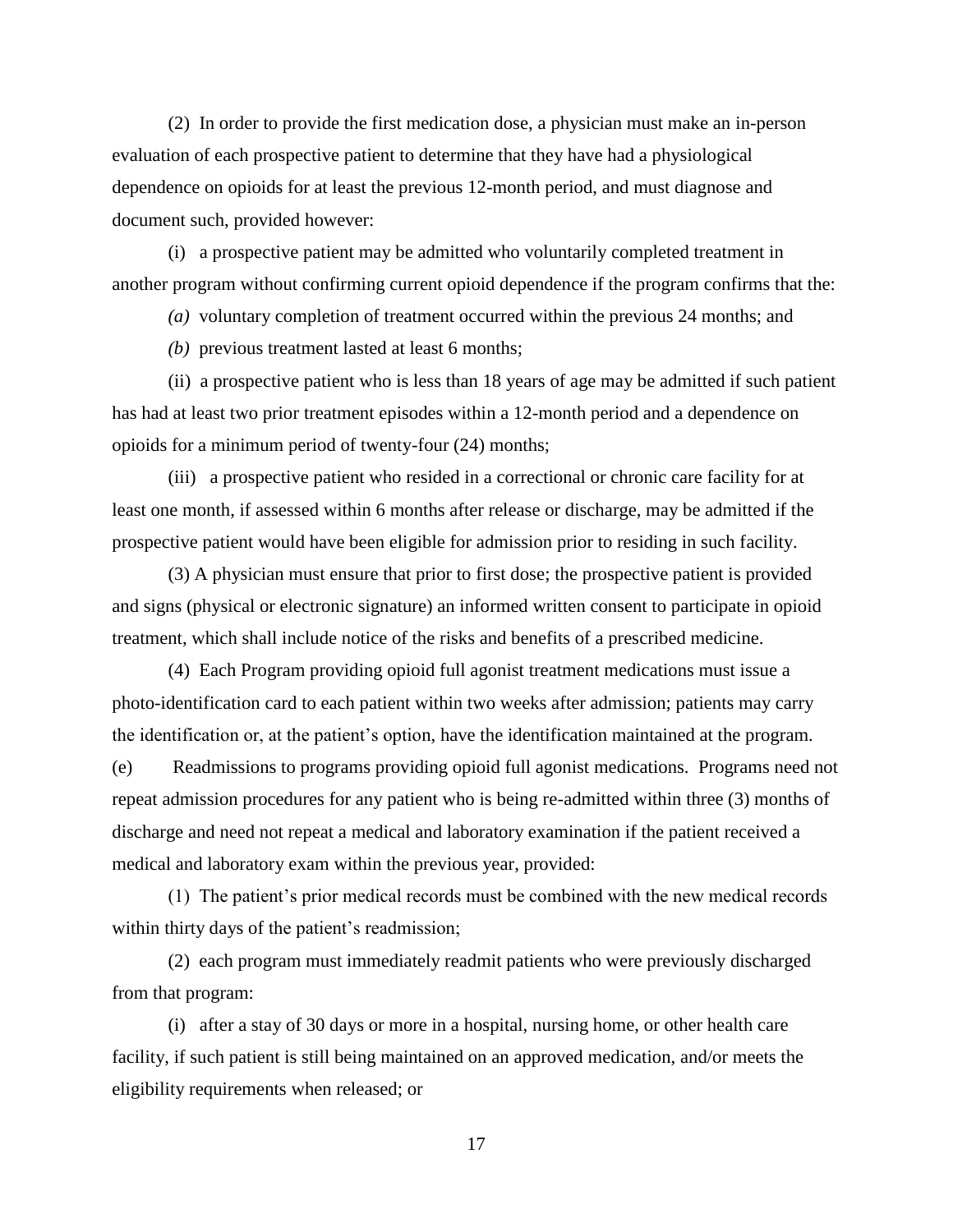(2) In order to provide the first medication dose, a physician must make an in-person evaluation of each prospective patient to determine that they have had a physiological dependence on opioids for at least the previous 12-month period, and must diagnose and document such, provided however:

(i) a prospective patient may be admitted who voluntarily completed treatment in another program without confirming current opioid dependence if the program confirms that the:

*(a)* voluntary completion of treatment occurred within the previous 24 months; and

*(b)* previous treatment lasted at least 6 months;

(ii) a prospective patient who is less than 18 years of age may be admitted if such patient has had at least two prior treatment episodes within a 12-month period and a dependence on opioids for a minimum period of twenty-four (24) months;

(iii) a prospective patient who resided in a correctional or chronic care facility for at least one month, if assessed within 6 months after release or discharge, may be admitted if the prospective patient would have been eligible for admission prior to residing in such facility.

(3) A physician must ensure that prior to first dose; the prospective patient is provided and signs (physical or electronic signature) an informed written consent to participate in opioid treatment, which shall include notice of the risks and benefits of a prescribed medicine.

(4) Each Program providing opioid full agonist treatment medications must issue a photo-identification card to each patient within two weeks after admission; patients may carry the identification or, at the patient's option, have the identification maintained at the program.

(e) Readmissions to programs providing opioid full agonist medications. Programs need not repeat admission procedures for any patient who is being re-admitted within three (3) months of discharge and need not repeat a medical and laboratory examination if the patient received a medical and laboratory exam within the previous year, provided:

(1) The patient's prior medical records must be combined with the new medical records within thirty days of the patient's readmission;

(2) each program must immediately readmit patients who were previously discharged from that program:

(i) after a stay of 30 days or more in a hospital, nursing home, or other health care facility, if such patient is still being maintained on an approved medication, and/or meets the eligibility requirements when released; or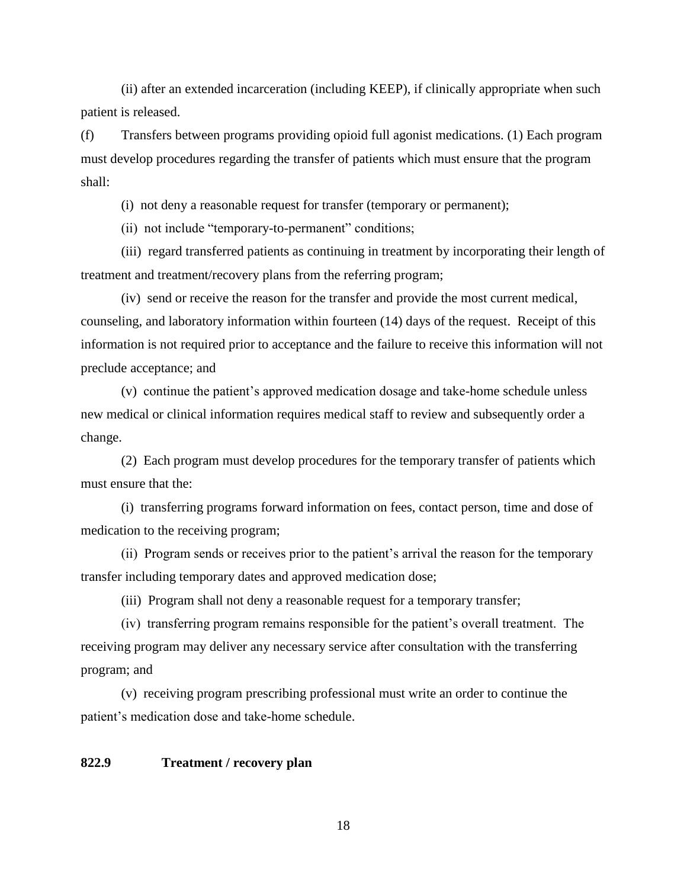(ii) after an extended incarceration (including KEEP), if clinically appropriate when such patient is released.

(f) Transfers between programs providing opioid full agonist medications. (1) Each program must develop procedures regarding the transfer of patients which must ensure that the program shall:

(i) not deny a reasonable request for transfer (temporary or permanent);

(ii) not include "temporary-to-permanent" conditions;

(iii) regard transferred patients as continuing in treatment by incorporating their length of treatment and treatment/recovery plans from the referring program;

(iv) send or receive the reason for the transfer and provide the most current medical, counseling, and laboratory information within fourteen (14) days of the request. Receipt of this information is not required prior to acceptance and the failure to receive this information will not preclude acceptance; and

(v) continue the patient's approved medication dosage and take-home schedule unless new medical or clinical information requires medical staff to review and subsequently order a change.

(2) Each program must develop procedures for the temporary transfer of patients which must ensure that the:

(i) transferring programs forward information on fees, contact person, time and dose of medication to the receiving program;

(ii) Program sends or receives prior to the patient's arrival the reason for the temporary transfer including temporary dates and approved medication dose;

(iii) Program shall not deny a reasonable request for a temporary transfer;

(iv) transferring program remains responsible for the patient's overall treatment. The receiving program may deliver any necessary service after consultation with the transferring program; and

(v) receiving program prescribing professional must write an order to continue the patient's medication dose and take-home schedule.

**822.9 Treatment / recovery plan**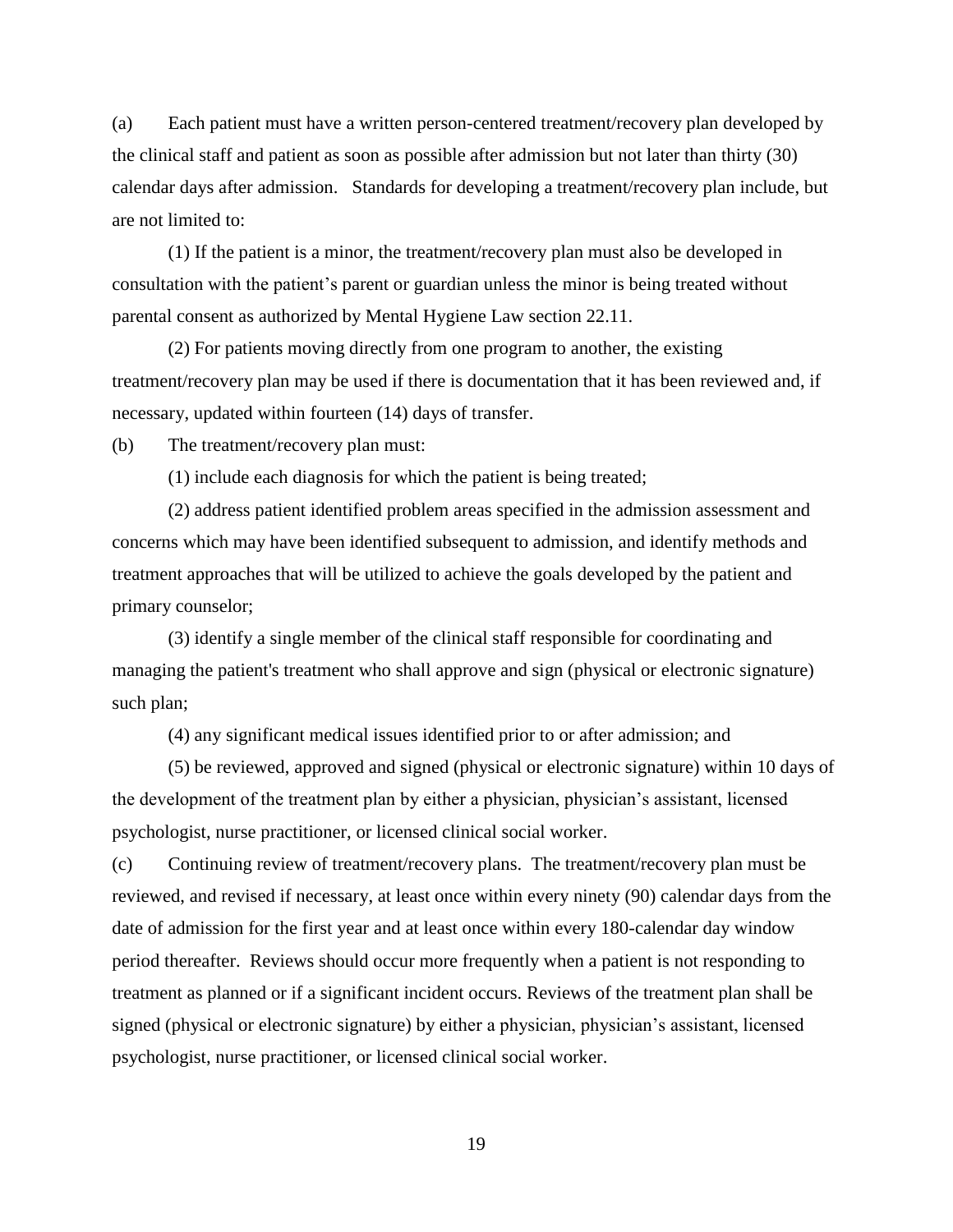(a) Each patient must have a written person-centered treatment/recovery plan developed by the clinical staff and patient as soon as possible after admission but not later than thirty (30) calendar days after admission. Standards for developing a treatment/recovery plan include, but are not limited to:

(1) If the patient is a minor, the treatment/recovery plan must also be developed in consultation with the patient's parent or guardian unless the minor is being treated without parental consent as authorized by Mental Hygiene Law section 22.11.

(2) For patients moving directly from one program to another, the existing treatment/recovery plan may be used if there is documentation that it has been reviewed and, if necessary, updated within fourteen (14) days of transfer.

(b) The treatment/recovery plan must:

(1) include each diagnosis for which the patient is being treated;

(2) address patient identified problem areas specified in the admission assessment and concerns which may have been identified subsequent to admission, and identify methods and treatment approaches that will be utilized to achieve the goals developed by the patient and primary counselor;

(3) identify a single member of the clinical staff responsible for coordinating and managing the patient's treatment who shall approve and sign (physical or electronic signature) such plan;

(4) any significant medical issues identified prior to or after admission; and

(5) be reviewed, approved and signed (physical or electronic signature) within 10 days of the development of the treatment plan by either a physician, physician's assistant, licensed psychologist, nurse practitioner, or licensed clinical social worker.

(c) Continuing review of treatment/recovery plans. The treatment/recovery plan must be reviewed, and revised if necessary, at least once within every ninety (90) calendar days from the date of admission for the first year and at least once within every 180-calendar day window period thereafter. Reviews should occur more frequently when a patient is not responding to treatment as planned or if a significant incident occurs. Reviews of the treatment plan shall be signed (physical or electronic signature) by either a physician, physician's assistant, licensed psychologist, nurse practitioner, or licensed clinical social worker.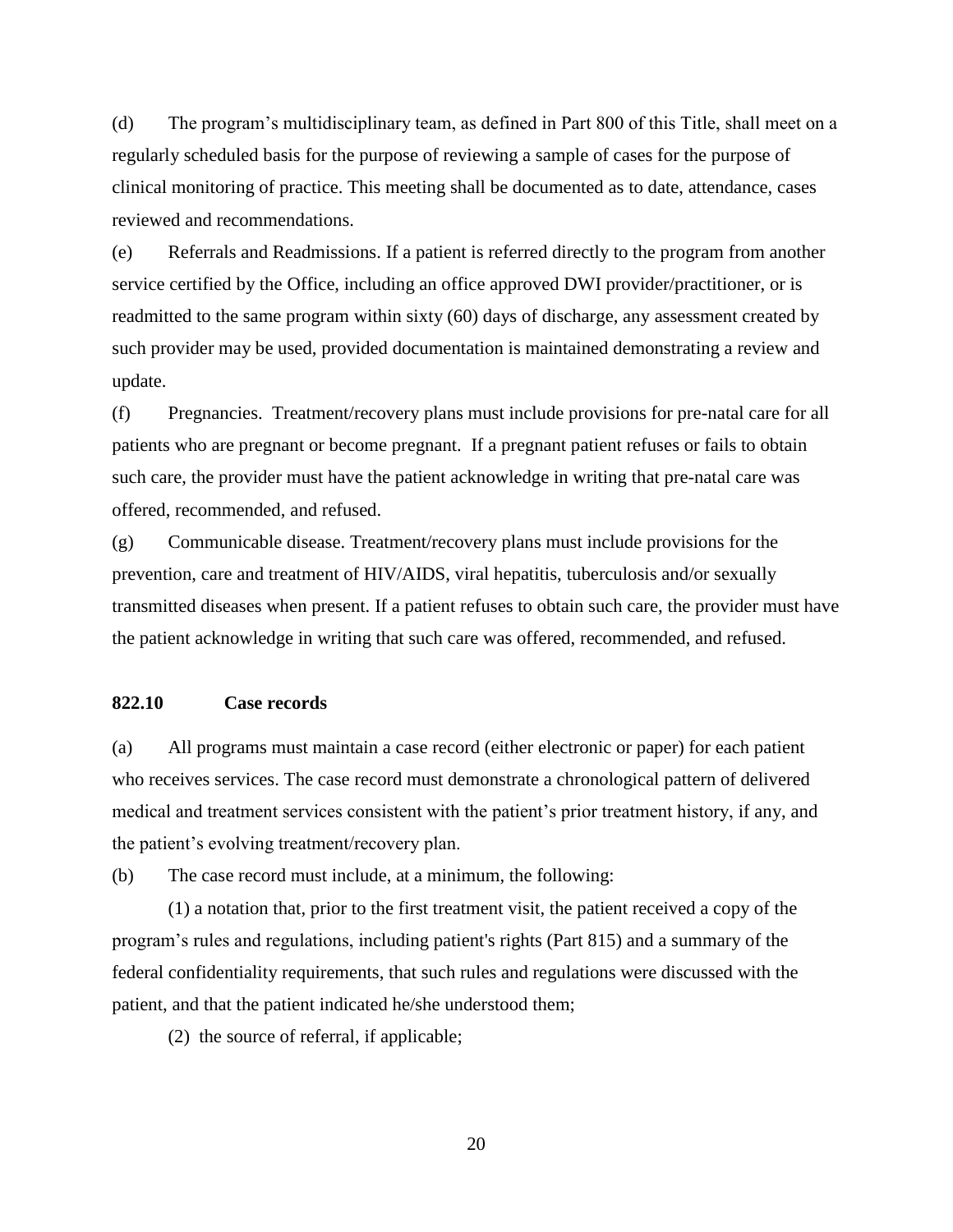(d) The program's multidisciplinary team, as defined in Part 800 of this Title, shall meet on a regularly scheduled basis for the purpose of reviewing a sample of cases for the purpose of clinical monitoring of practice. This meeting shall be documented as to date, attendance, cases reviewed and recommendations.

(e) Referrals and Readmissions. If a patient is referred directly to the program from another service certified by the Office, including an office approved DWI provider/practitioner, or is readmitted to the same program within sixty (60) days of discharge, any assessment created by such provider may be used, provided documentation is maintained demonstrating a review and update.

(f) Pregnancies. Treatment/recovery plans must include provisions for pre-natal care for all patients who are pregnant or become pregnant. If a pregnant patient refuses or fails to obtain such care, the provider must have the patient acknowledge in writing that pre-natal care was offered, recommended, and refused.

(g) Communicable disease. Treatment/recovery plans must include provisions for the prevention, care and treatment of HIV/AIDS, viral hepatitis, tuberculosis and/or sexually transmitted diseases when present. If a patient refuses to obtain such care, the provider must have the patient acknowledge in writing that such care was offered, recommended, and refused.

### 822.10 Case records

(a) All programs must maintain a case record (either electronic or paper) for each patient who receives services. The case record must demonstrate a chronological pattern of delivered medical and treatment services consistent with the patient's prior treatment history, if any, and the patient's evolving treatment/recovery plan.

(b) The case record must include, at a minimum, the following:

(1) a notation that, prior to the first treatment visit, the patient received a copy of the program's rules and regulations, including patient's rights (Part 815) and a summary of the federal confidentiality requirements, that such rules and regulations were discussed with the patient, and that the patient indicated he/she understood them;

(2) the source of referral, if applicable;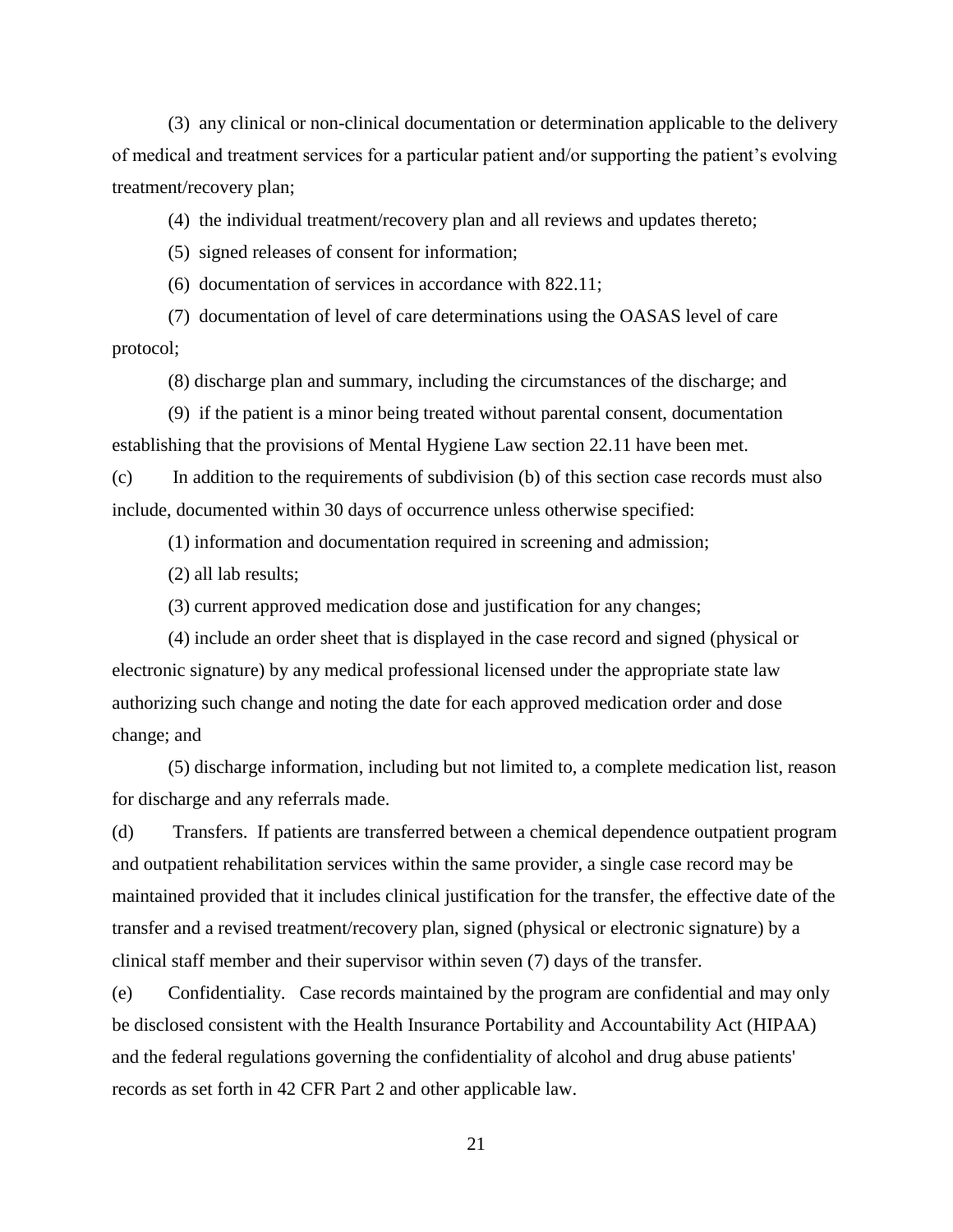(3) any clinical or non-clinical documentation or determination applicable to the delivery of medical and treatment services for a particular patient and/or supporting the patient's evolving treatment/recovery plan;

(4) the individual treatment/recovery plan and all reviews and updates thereto;

(5) signed releases of consent for information;

(6) documentation of services in accordance with 822.11;

(7) documentation of level of care determinations using the OASAS level of care protocol;

(8) discharge plan and summary, including the circumstances of the discharge; and

(9) if the patient is a minor being treated without parental consent, documentation establishing that the provisions of Mental Hygiene Law section 22.11 have been met.

(c) In addition to the requirements of subdivision (b) of this section case records must also include, documented within 30 days of occurrence unless otherwise specified:

(1) information and documentation required in screening and admission;

(2) all lab results;

(3) current approved medication dose and justification for any changes;

(4) include an order sheet that is displayed in the case record and signed (physical or electronic signature) by any medical professional licensed under the appropriate state law authorizing such change and noting the date for each approved medication order and dose change; and

(5) discharge information, including but not limited to, a complete medication list, reason for discharge and any referrals made.

(d) Transfers. If patients are transferred between a chemical dependence outpatient program and outpatient rehabilitation services within the same provider, a single case record may be maintained provided that it includes clinical justification for the transfer, the effective date of the transfer and a revised treatment/recovery plan, signed (physical or electronic signature) by a clinical staff member and their supervisor within seven (7) days of the transfer.

(e) Confidentiality. Case records maintained by the program are confidential and may only be disclosed consistent with the Health Insurance Portability and Accountability Act (HIPAA) and the federal regulations governing the confidentiality of alcohol and drug abuse patients' records as set forth in 42 CFR Part 2 and other applicable law.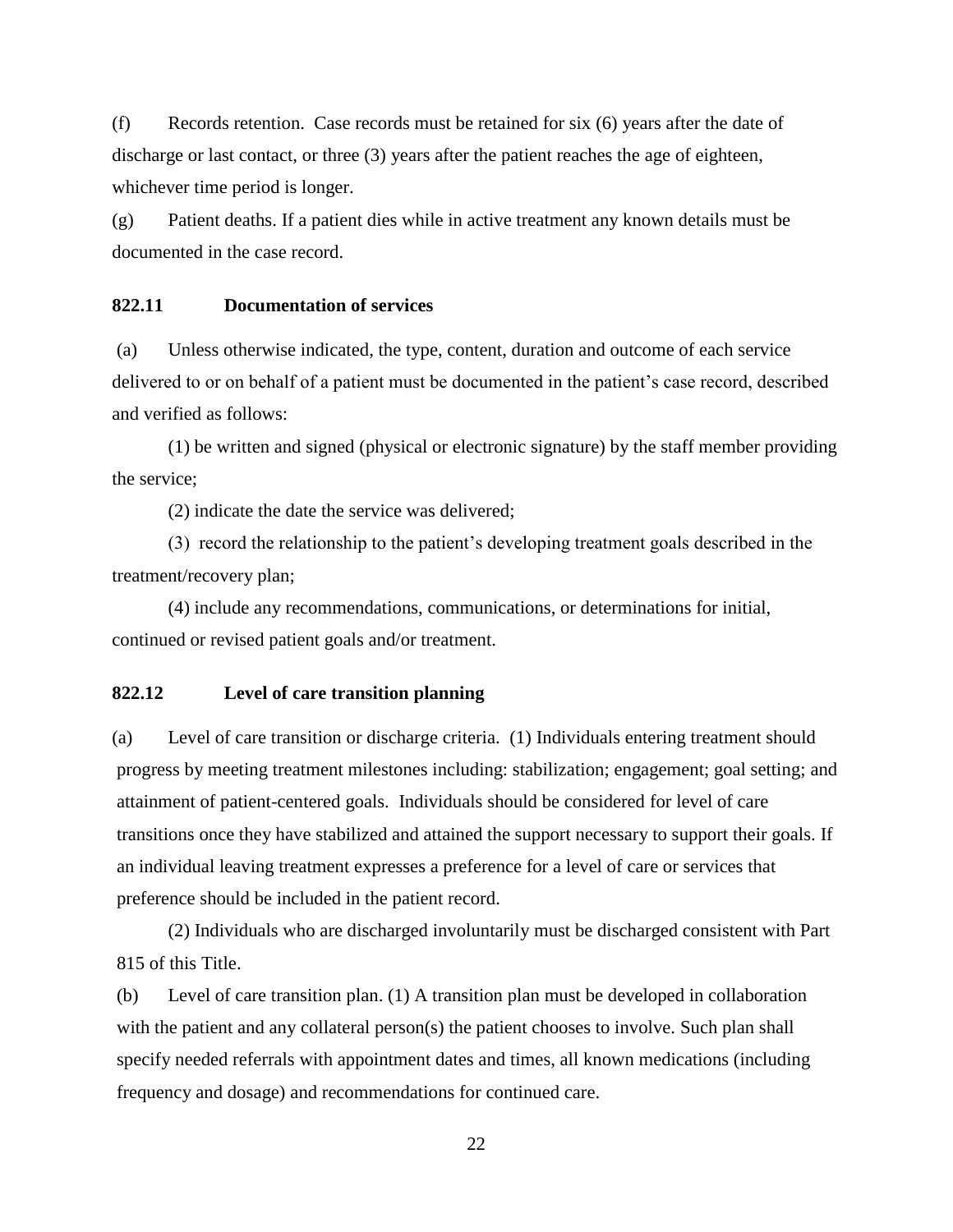(f) Records retention. Case records must be retained for six (6) years after the date of discharge or last contact, or three (3) years after the patient reaches the age of eighteen, whichever time period is longer.

(g) Patient deaths. If a patient dies while in active treatment any known details must be documented in the case record.

### 822.11 Documentation of services

(a) Unless otherwise indicated, the type, content, duration and outcome of each service delivered to or on behalf of a patient must be documented in the patient's case record, described and verified as follows:

(1) be written and signed (physical or electronic signature) by the staff member providing the service;

(2) indicate the date the service was delivered;

(3) record the relationship to the patient's developing treatment goals described in the treatment/recovery plan;

(4) include any recommendations, communications, or determinations for initial, continued or revised patient goals and/or treatment.

### 822.12 Level of care transition planning

(a) Level of care transition or discharge criteria. (1) Individuals entering treatment should progress by meeting treatment milestones including: stabilization; engagement; goal setting; and attainment of patient-centered goals. Individuals should be considered for level of care transitions once they have stabilized and attained the support necessary to support their goals. If an individual leaving treatment expresses a preference for a level of care or services that preference should be included in the patient record.

(2) Individuals who are discharged involuntarily must be discharged consistent with Part 815 of this Title.

(b) Level of care transition plan. (1) A transition plan must be developed in collaboration with the patient and any collateral person(s) the patient chooses to involve. Such plan shall specify needed referrals with appointment dates and times, all known medications (including frequency and dosage) and recommendations for continued care.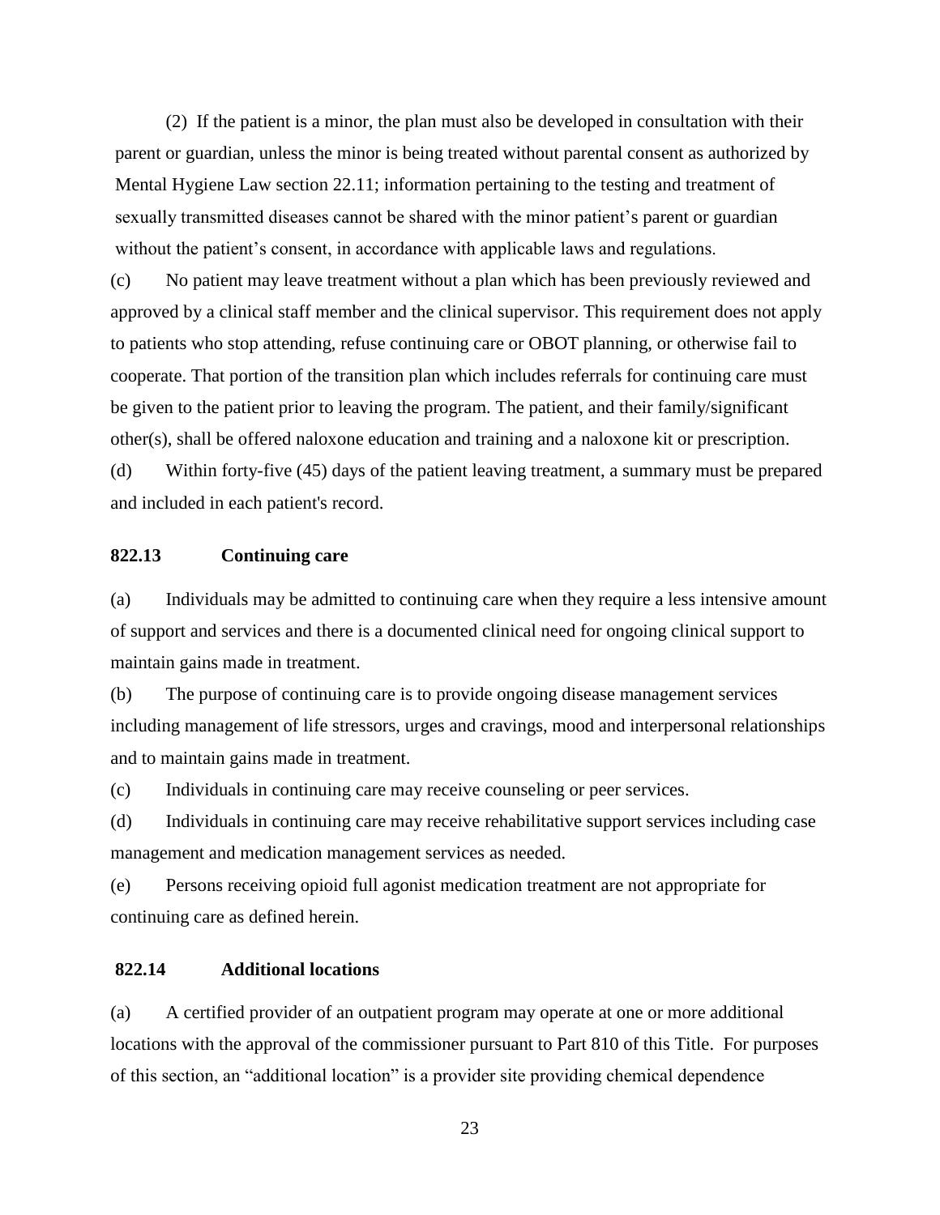(2) If the patient is a minor, the plan must also be developed in consultation with their parent or guardian, unless the minor is being treated without parental consent as authorized by Mental Hygiene Law section 22.11; information pertaining to the testing and treatment of sexually transmitted diseases cannot be shared with the minor patient's parent or guardian without the patient's consent, in accordance with applicable laws and regulations.

(c) No patient may leave treatment without a plan which has been previously reviewed and approved by a clinical staff member and the clinical supervisor. This requirement does not apply to patients who stop attending, refuse continuing care or OBOT planning, or otherwise fail to cooperate. That portion of the transition plan which includes referrals for continuing care must be given to the patient prior to leaving the program. The patient, and their family/significant other(s), shall be offered naloxone education and training and a naloxone kit or prescription.

(d) Within forty-five (45) days of the patient leaving treatment, a summary must be prepared and included in each patient's record.

**822.13 Continuing care**

(a) Individuals may be admitted to continuing care when they require a less intensive amount of support and services and there is a documented clinical need for ongoing clinical support to maintain gains made in treatment.

(b) The purpose of continuing care is to provide ongoing disease management services including management of life stressors, urges and cravings, mood and interpersonal relationships and to maintain gains made in treatment.

(c) Individuals in continuing care may receive counseling or peer services.

(d) Individuals in continuing care may receive rehabilitative support services including case management and medication management services as needed.

(e) Persons receiving opioid full agonist medication treatment are not appropriate for continuing care as defined herein.

**822.14 Additional locations**

(a) A certified provider of an outpatient program may operate at one or more additional locations with the approval of the commissioner pursuant to Part 810 of this Title. For purposes of this section, an "additional location" is a provider site providing chemical dependence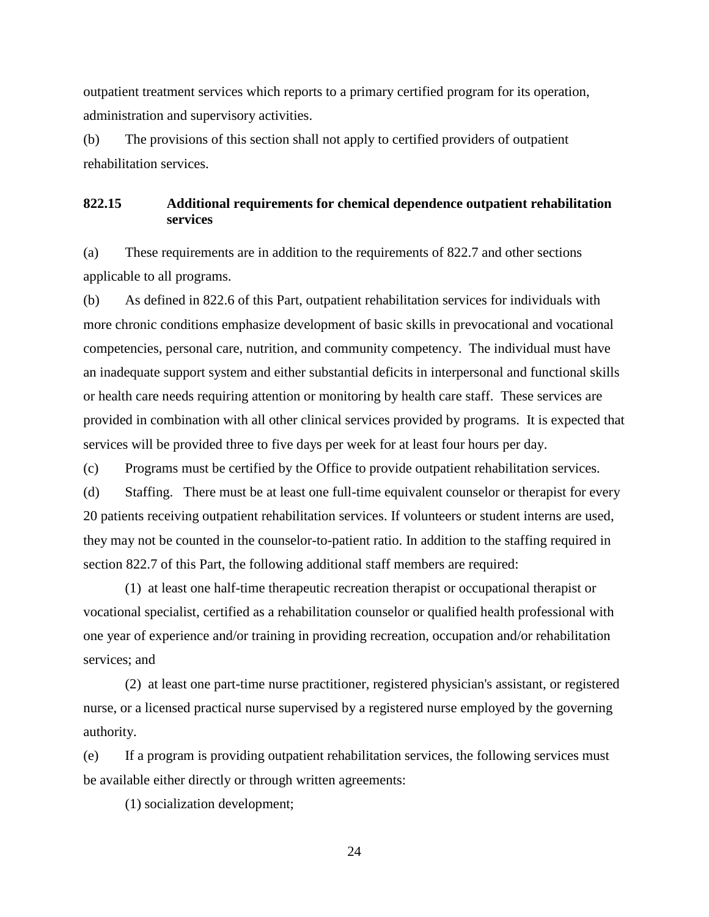outpatient treatment services which reports to a primary certified program for its operation, administration and supervisory activities.

(b) The provisions of this section shall not apply to certified providers of outpatient rehabilitation services.

### 822.15 Additional requirements for chemical dependence outpatient rehabilitation services

(a) These requirements are in addition to the requirements of 822.7 and other sections applicable to all programs.

(b) As defined in 822.6 of this Part, outpatient rehabilitation services for individuals with more chronic conditions emphasize development of basic skills in prevocational and vocational competencies, personal care, nutrition, and community competency. The individual must have an inadequate support system and either substantial deficits in interpersonal and functional skills or health care needs requiring attention or monitoring by health care staff. These services are provided in combination with all other clinical services provided by programs. It is expected that services will be provided three to five days per week for at least four hours per day.

(c) Programs must be certified by the Office to provide outpatient rehabilitation services.

(d) Staffing. There must be at least one full-time equivalent counselor or therapist for every 20 patients receiving outpatient rehabilitation services. If volunteers or student interns are used, they may not be counted in the counselor-to-patient ratio. In addition to the staffing required in section 822.7 of this Part, the following additional staff members are required:

(1) at least one half-time therapeutic recreation therapist or occupational therapist or vocational specialist, certified as a rehabilitation counselor or qualified health professional with one year of experience and/or training in providing recreation, occupation and/or rehabilitation services; and

(2) at least one part-time nurse practitioner, registered physician's assistant, or registered nurse, or a licensed practical nurse supervised by a registered nurse employed by the governing authority.

(e) If a program is providing outpatient rehabilitation services, the following services must be available either directly or through written agreements:

(1) socialization development;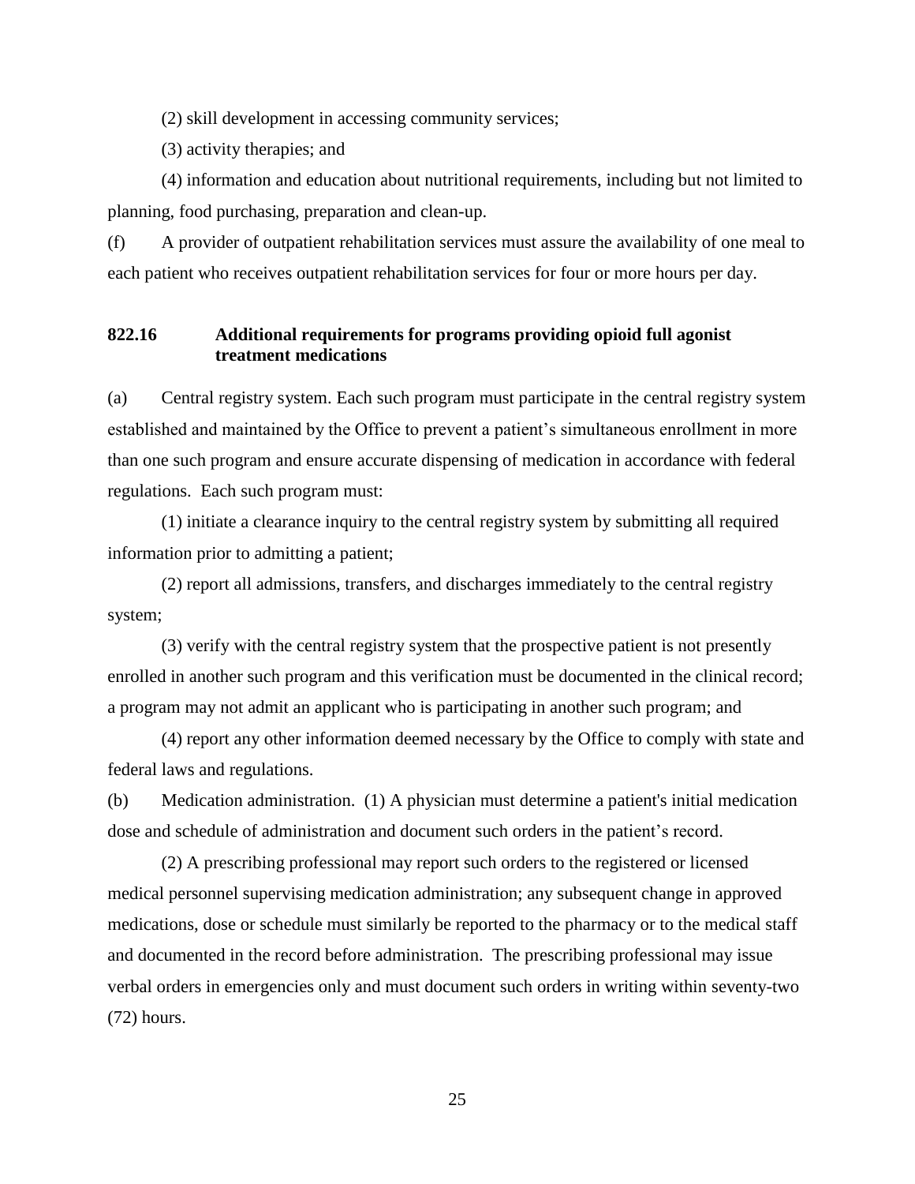(2) skill development in accessing community services;

(3) activity therapies; and

(4) information and education about nutritional requirements, including but not limited to planning, food purchasing, preparation and clean-up.

(f) A provider of outpatient rehabilitation services must assure the availability of one meal to each patient who receives outpatient rehabilitation services for four or more hours per day.

### 822.16 Additional requirements for programs providing opioid full agonist treatment medications

(a) Central registry system. Each such program must participate in the central registry system established and maintained by the Office to prevent a patient's simultaneous enrollment in more than one such program and ensure accurate dispensing of medication in accordance with federal regulations. Each such program must:

(1) initiate a clearance inquiry to the central registry system by submitting all required information prior to admitting a patient;

(2) report all admissions, transfers, and discharges immediately to the central registry system;

(3) verify with the central registry system that the prospective patient is not presently enrolled in another such program and this verification must be documented in the clinical record; a program may not admit an applicant who is participating in another such program; and

(4) report any other information deemed necessary by the Office to comply with state and federal laws and regulations.

(b) Medication administration. (1) A physician must determine a patient's initial medication dose and schedule of administration and document such orders in the patient's record.

(2) A prescribing professional may report such orders to the registered or licensed medical personnel supervising medication administration; any subsequent change in approved medications, dose or schedule must similarly be reported to the pharmacy or to the medical staff and documented in the record before administration. The prescribing professional may issue verbal orders in emergencies only and must document such orders in writing within seventy-two (72) hours.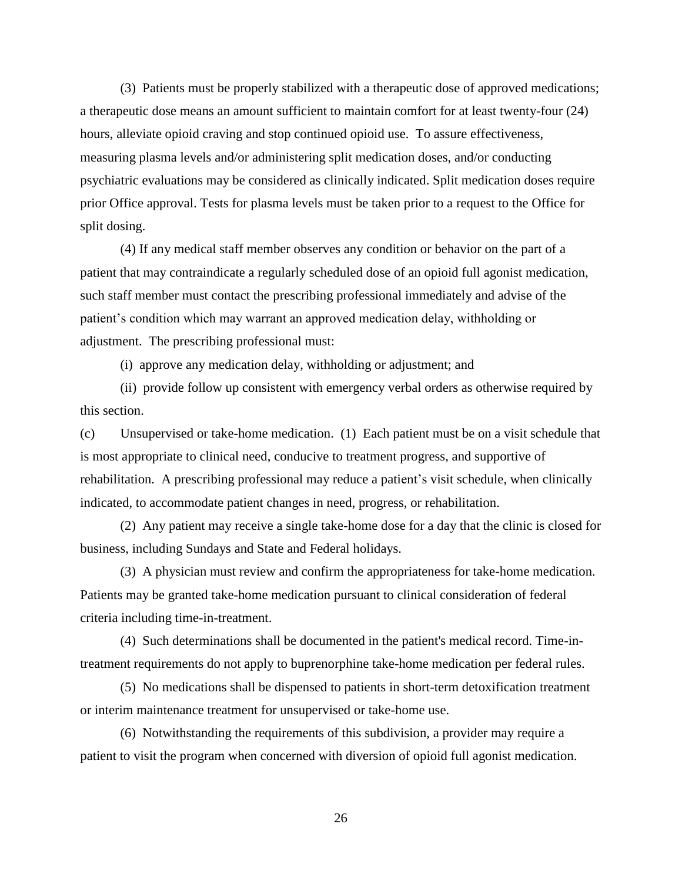(3) Patients must be properly stabilized with a therapeutic dose of approved medications; a therapeutic dose means an amount sufficient to maintain comfort for at least twenty-four (24) hours, alleviate opioid craving and stop continued opioid use. To assure effectiveness, measuring plasma levels and/or administering split medication doses, and/or conducting psychiatric evaluations may be considered as clinically indicated. Split medication doses require prior Office approval. Tests for plasma levels must be taken prior to a request to the Office for split dosing.

(4) If any medical staff member observes any condition or behavior on the part of a patient that may contraindicate a regularly scheduled dose of an opioid full agonist medication, such staff member must contact the prescribing professional immediately and advise of the patient's condition which may warrant an approved medication delay, withholding or adjustment. The prescribing professional must:

(i) approve any medication delay, withholding or adjustment; and

(ii) provide follow up consistent with emergency verbal orders as otherwise required by this section.

(c) Unsupervised or take-home medication. (1) Each patient must be on a visit schedule that is most appropriate to clinical need, conducive to treatment progress, and supportive of rehabilitation. A prescribing professional may reduce a patient's visit schedule, when clinically indicated, to accommodate patient changes in need, progress, or rehabilitation.

(2) Any patient may receive a single take-home dose for a day that the clinic is closed for business, including Sundays and State and Federal holidays.

(3) A physician must review and confirm the appropriateness for take-home medication. Patients may be granted take-home medication pursuant to clinical consideration of federal criteria including time-in-treatment.

(4) Such determinations shall be documented in the patient's medical record. Time-in-treatment requirements do not apply to buprenorphine take-home medication per federal rules.

(5) No medications shall be dispensed to patients in short-term detoxification treatment or interim maintenance treatment for unsupervised or take-home use.

(6) Notwithstanding the requirements of this subdivision, a provider may require a patient to visit the program when concerned with diversion of opioid full agonist medication.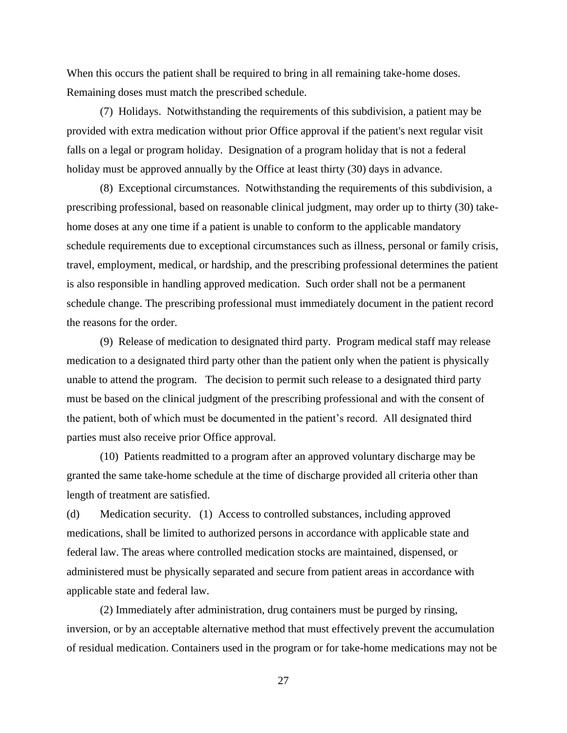When this occurs the patient shall be required to bring in all remaining take-home doses. Remaining doses must match the prescribed schedule.

(7) Holidays. Notwithstanding the requirements of this subdivision, a patient may be provided with extra medication without prior Office approval if the patient's next regular visit falls on a legal or program holiday. Designation of a program holiday that is not a federal holiday must be approved annually by the Office at least thirty (30) days in advance.

(8) Exceptional circumstances. Notwithstanding the requirements of this subdivision, a prescribing professional, based on reasonable clinical judgment, may order up to thirty (30) take-home doses at any one time if a patient is unable to conform to the applicable mandatory schedule requirements due to exceptional circumstances such as illness, personal or family crisis, travel, employment, medical, or hardship, and the prescribing professional determines the patient is also responsible in handling approved medication. Such order shall not be a permanent schedule change. The prescribing professional must immediately document in the patient record the reasons for the order.

(9) Release of medication to designated third party. Program medical staff may release medication to a designated third party other than the patient only when the patient is physically unable to attend the program. The decision to permit such release to a designated third party must be based on the clinical judgment of the prescribing professional and with the consent of the patient, both of which must be documented in the patient's record. All designated third parties must also receive prior Office approval.

(10) Patients readmitted to a program after an approved voluntary discharge may be granted the same take-home schedule at the time of discharge provided all criteria other than length of treatment are satisfied.

(d) Medication security. (1) Access to controlled substances, including approved medications, shall be limited to authorized persons in accordance with applicable state and federal law. The areas where controlled medication stocks are maintained, dispensed, or administered must be physically separated and secure from patient areas in accordance with applicable state and federal law.

(2) Immediately after administration, drug containers must be purged by rinsing, inversion, or by an acceptable alternative method that must effectively prevent the accumulation of residual medication. Containers used in the program or for take-home medications may not be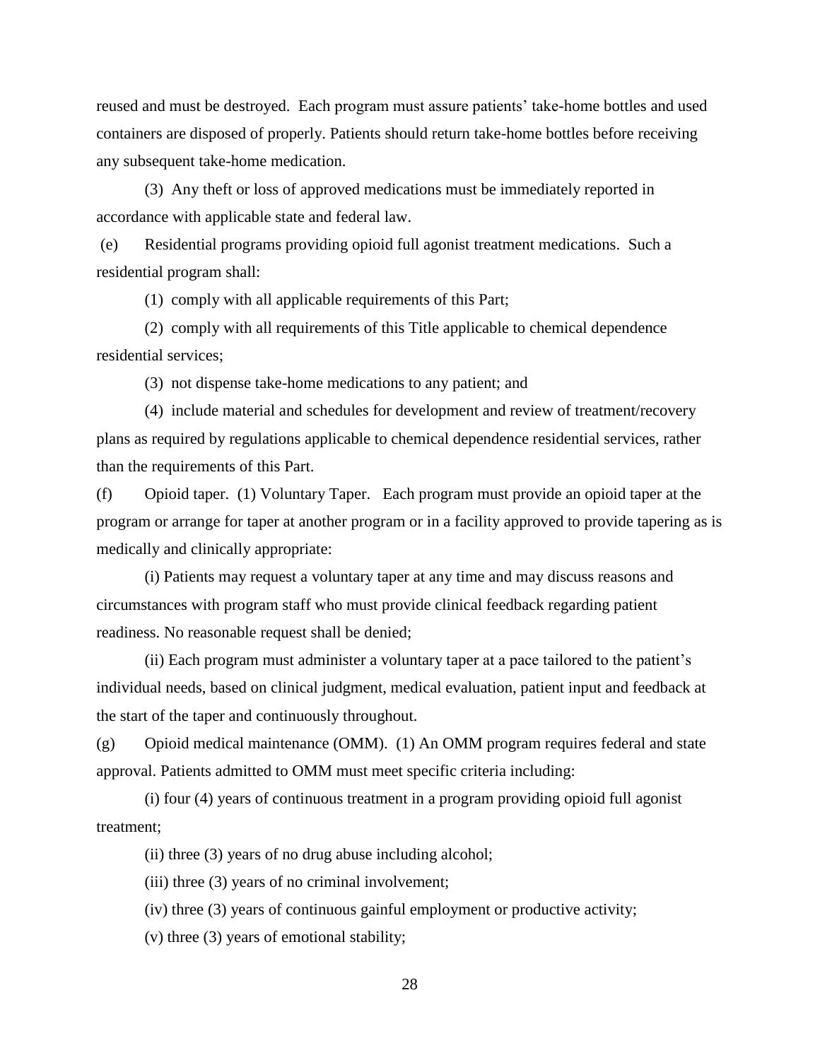reused and must be destroyed. Each program must assure patients' take-home bottles and used containers are disposed of properly. Patients should return take-home bottles before receiving any subsequent take-home medication.

(3) Any theft or loss of approved medications must be immediately reported in accordance with applicable state and federal law.

(e) Residential programs providing opioid full agonist treatment medications. Such a residential program shall:

(1) comply with all applicable requirements of this Part;

(2) comply with all requirements of this Title applicable to chemical dependence residential services;

(3) not dispense take-home medications to any patient; and

(4) include material and schedules for development and review of treatment/recovery plans as required by regulations applicable to chemical dependence residential services, rather than the requirements of this Part.

(f) Opioid taper. (1) Voluntary Taper. Each program must provide an opioid taper at the program or arrange for taper at another program or in a facility approved to provide tapering as is medically and clinically appropriate:

(i) Patients may request a voluntary taper at any time and may discuss reasons and circumstances with program staff who must provide clinical feedback regarding patient readiness. No reasonable request shall be denied;

(ii) Each program must administer a voluntary taper at a pace tailored to the patient's individual needs, based on clinical judgment, medical evaluation, patient input and feedback at the start of the taper and continuously throughout.

(g) Opioid medical maintenance (OMM). (1) An OMM program requires federal and state approval. Patients admitted to OMM must meet specific criteria including:

(i) four (4) years of continuous treatment in a program providing opioid full agonist treatment;

(ii) three (3) years of no drug abuse including alcohol;

(iii) three (3) years of no criminal involvement;

(iv) three (3) years of continuous gainful employment or productive activity;

(v) three (3) years of emotional stability;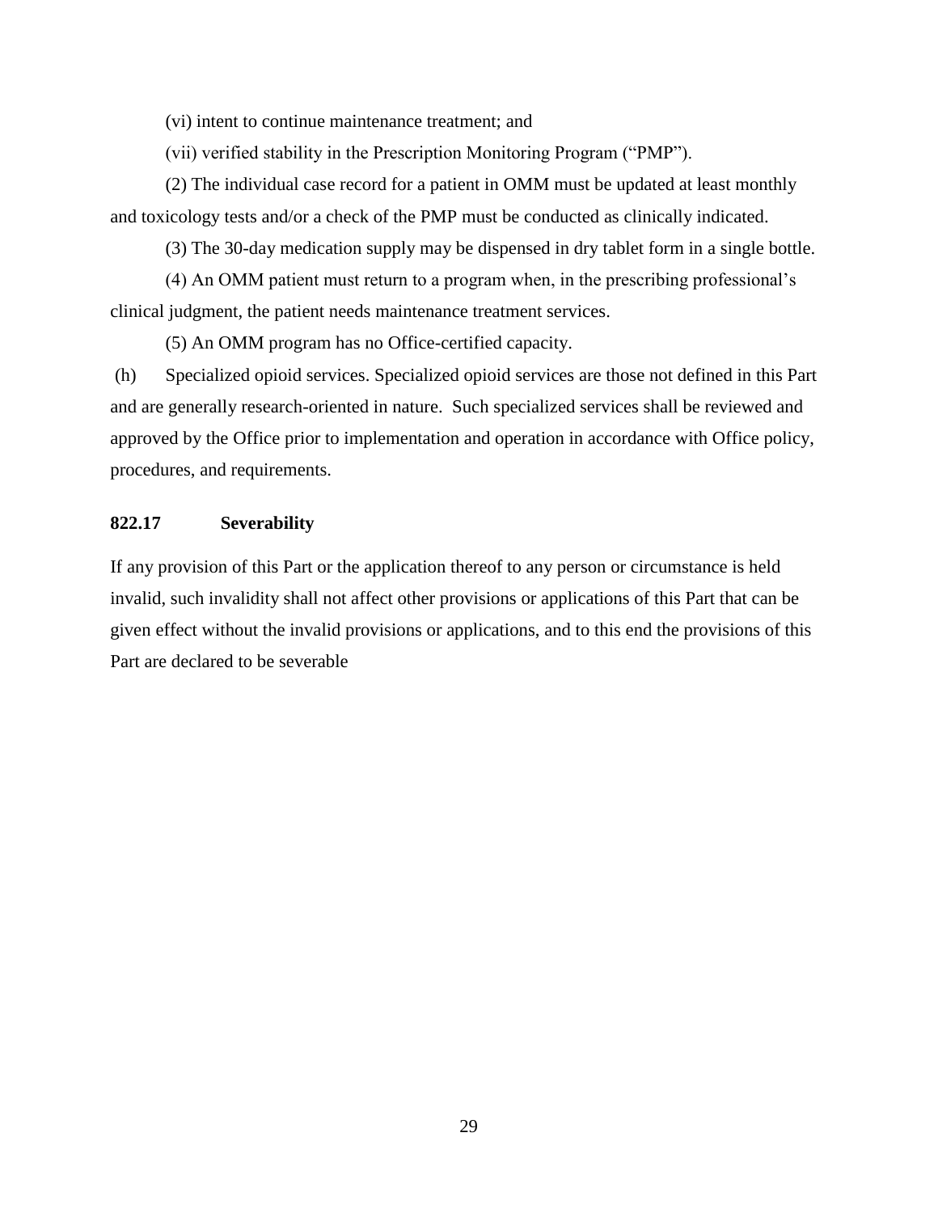(vi) intent to continue maintenance treatment; and

(vii) verified stability in the Prescription Monitoring Program ("PMP").

(2) The individual case record for a patient in OMM must be updated at least monthly and toxicology tests and/or a check of the PMP must be conducted as clinically indicated.

(3) The 30-day medication supply may be dispensed in dry tablet form in a single bottle.

(4) An OMM patient must return to a program when, in the prescribing professional's clinical judgment, the patient needs maintenance treatment services.

(5) An OMM program has no Office-certified capacity.

(h) Specialized opioid services. Specialized opioid services are those not defined in this Part and are generally research-oriented in nature. Such specialized services shall be reviewed and approved by the Office prior to implementation and operation in accordance with Office policy, procedures, and requirements.

**822.17 Severability**

If any provision of this Part or the application thereof to any person or circumstance is held invalid, such invalidity shall not affect other provisions or applications of this Part that can be given effect without the invalid provisions or applications, and to this end the provisions of this Part are declared to be severable